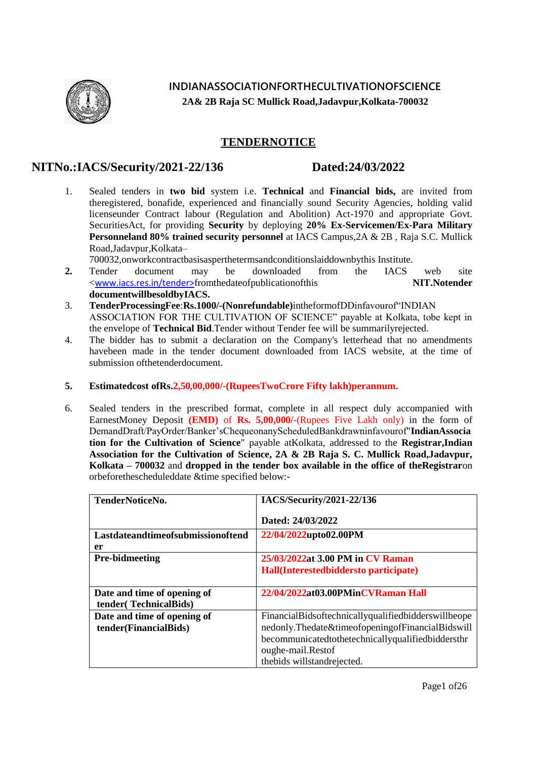# INDIANASSOCIATIONFORTHECULTIVATIONOFSCIENCE

**2A& 2B Raja SC Mullick Road,Jadavpur,Kolkata-700032**

## TENDERNOTICE

**NITNo.:IACS/Security/2021-22/136 Dated:24/03/2022**

1. Sealed tenders in **two bid** system i.e. **Technical** and **Financial bids,** are invited from theregistered, bonafide, experienced and financially sound Security Agencies, holding valid licenseunder Contract labour (Regulation and Abolition) Act-1970 and appropriate Govt. SecuritiesAct, for providing **Security** by deploying **20% Ex-Servicemen/Ex-Para Military Personneland 80% trained security personnel** at IACS Campus,2A & 2B , Raja S.C. Mullick Road,Jadavpur,Kolkata–700032,onworkcontractbasisaspertheterm​sandconditionslaiddownbythis Institute.
2. Tender document may be downloaded from the IACS web site <www.iacs.res.in/tender>fromthedateofpublicationofthis **NIT.Notender documentwillbesoldbyIACS.**
3. **TenderProcessingFee**:**Rs.1000/-(Nonrefundable)**intheformofDDinfavourof"INDIAN ASSOCIATION FOR THE CULTIVATION OF SCIENCE" payable at Kolkata, tobe kept in the envelope of **Technical Bid**.Tender without Tender fee will be summarilyrejected.
4. The bidder has to submit a declaration on the Company's letterhead that no amendments havebeen made in the tender document downloaded from IACS website, at the time of submission ofthetenderdocument.
5. **Estimatedcost ofRs.2,50,00,000/-(RupeesTwoCrore Fifty lakh)perannum.**
6. Sealed tenders in the prescribed format, complete in all respect duly accompanied with EarnestMoney Deposit **(EMD)** of **Rs. 5,00,000/-**(Rupees Five Lakh only) in the form of DemandDraft/PayOrder/Banker'sChequeonanyScheduledBankdrawninfavourof"**IndianAssociation for the Cultivation of Science**" payable atKolkata, addressed to the **Registrar,Indian Association for the Cultivation of Science, 2A & 2B Raja S. C. Mullick Road,Jadavpur, Kolkata – 700032** and **dropped in the tender box available in the office of theRegistrar**on orbeforethescheduleddate &time specified below:-

| **TenderNoticeNo.** | **IACS/Security/2021-22/136**<br><br>**Dated: 24/03/2022** |
|---|---|
| **Lastdateandtimeofsubmissionoftender** | **22/04/2022upto02.00PM** |
| **Pre-bidmeeting** | **25/03/2022at 3.00 PM in CV Raman Hall(Interestedbiddersto participate)** |
| **Date and time of opening of tender( TechnicalBids)** | **22/04/2022at03.00PMinCVRaman Hall** |
| **Date and time of opening of tender(FinancialBids)** | FinancialBidsoftechnicallyqualifiedbidderswillbeopenedonly.Thedate&timeofopeningofFinancialBidswillbecommunicatedtothetechnicallyqualifiedbiddersthroughe-mail.Restof thebids willstandrejected. |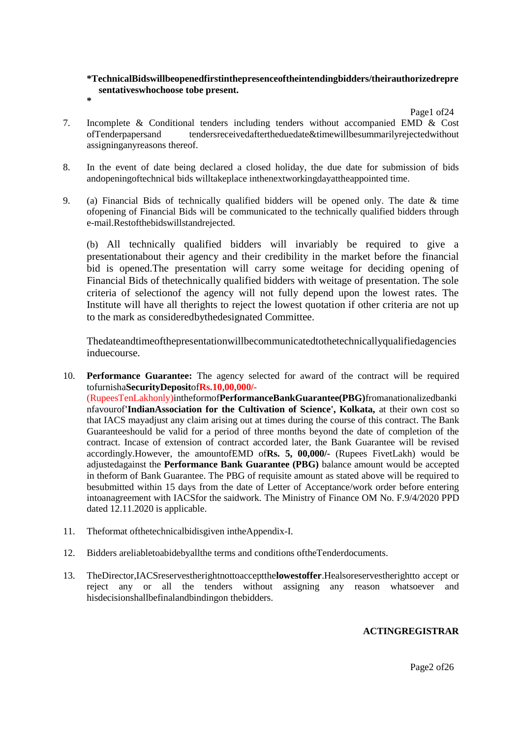**\*TechnicalBidswillbeopenedfirstinthepresenceoftheintendingbidders/theirauthorizedrepresentativeswhochoose tobe present.**
**\***

7. Incomplete & Conditional tenders including tenders without accompanied EMD & Cost ofTenderpapersand tendersreceivedaftertheduedate&timewillbesummarilyrejectedwithout assigninganyreasons thereof.

8. In the event of date being declared a closed holiday, the due date for submission of bids andopeningoftechnical bids willtakeplace inthenextworkingdayattheappointed time.

9. (a) Financial Bids of technically qualified bidders will be opened only. The date & time ofopening of Financial Bids will be communicated to the technically qualified bidders through e-mail.Restofthebidswillstandrejected.

   (b) All technically qualified bidders will invariably be required to give a presentationabout their agency and their credibility in the market before the financial bid is opened.The presentation will carry some weitage for deciding opening of Financial Bids of thetechnically qualified bidders with weitage of presentation. The sole criteria of selectionof the agency will not fully depend upon the lowest rates. The Institute will have all therights to reject the lowest quotation if other criteria are not up to the mark as consideredbythedesignated Committee.

   Thedateandtimeofthepresentationwillbecommunicatedtothetechnicallyqualifiedagencies induecourse.

10. **Performance Guarantee:** The agency selected for award of the contract will be required tofurnisha**SecurityDeposit**of**Rs.10,00,000/-** (RupeesTenLakhonly)intheformof**PerformanceBankGuarantee(PBG)**fromanationalizedbankinfavourof**'IndianAssociation for the Cultivation of Science', Kolkata,** at their own cost so that IACS mayadjust any claim arising out at times during the course of this contract. The Bank Guaranteeshould be valid for a period of three months beyond the date of completion of the contract. Incase of extension of contract accorded later, the Bank Guarantee will be revised accordingly.However, the amountofEMD of**Rs. 5, 00,000/-** (Rupees FivetLakh) would be adjustedagainst the **Performance Bank Guarantee (PBG)** balance amount would be accepted in theform of Bank Guarantee. The PBG of requisite amount as stated above will be required to besubmitted within 15 days from the date of Letter of Acceptance/work order before entering intoanagreement with IACSfor the saidwork. The Ministry of Finance OM No. F.9/4/2020 PPD dated 12.11.2020 is applicable.

11. Theformat ofthetechnicalbidisgiven intheAppendix-I.

12. Bidders areliabletoabidebyallthe terms and conditions oftheTenderdocuments.

13. TheDirector,IACSreservestherightnottoacceptthe**lowestoffer**.Healsoreservestherightto accept or reject any or all the tenders without assigning any reason whatsoever and hisdecisionshallbefinalandbindingon thebidders.

**ACTINGREGISTRAR**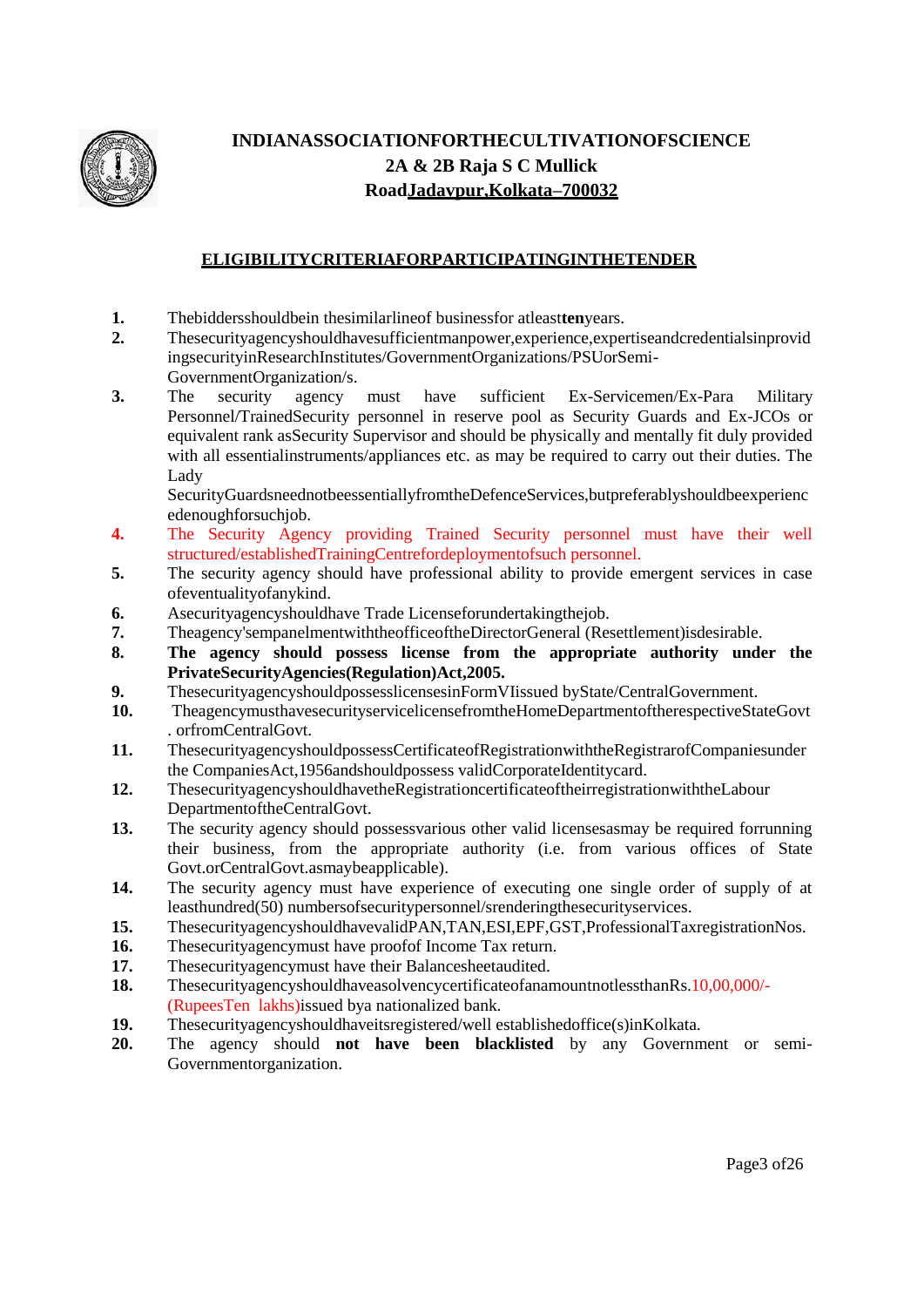**INDIANASSOCIATIONFORTHECULTIVATIONOFSCIENCE**
**2A & 2B Raja S C Mullick Road Jadavpur,Kolkata–700032**

## ELIGIBILITYCRITERIAFORPARTICIPATINGINTHETENDER

1. Thebiddersshouldbein thesimilarlineof businessfor atleast**ten**years.
2. Thesecurityagencyshouldhavesufficientmanpower,experience,expertiseandcredentialsinprovidingsecurityinResearchInstitutes/GovernmentOrganizations/PSUorSemi-GovernmentOrganization/s.
3. The security agency must have sufficient Ex-Servicemen/Ex-Para Military Personnel/TrainedSecurity personnel in reserve pool as Security Guards and Ex-JCOs or equivalent rank asSecurity Supervisor and should be physically and mentally fit duly provided with all essentialinstruments/appliances etc. as may be required to carry out their duties. The Lady SecurityGuardsneednotbeessentiallyfromtheDefenceServices,butpreferablyshouldbeexperiencedenoughforsuchjob.
4. The Security Agency providing Trained Security personnel must have their well structured/establishedTrainingCentrefordeploymentofsuch personnel.
5. The security agency should have professional ability to provide emergent services in case ofeventualityofanykind.
6. Asecurityagencyshouldhave Trade Licenseforundertakingthejob.
7. Theagency'sempanelmentwiththeofficeoftheDirectorGeneral (Resettlement)isdesirable.
8. **The agency should possess license from the appropriate authority under the PrivateSecurityAgencies(Regulation)Act,2005.**
9. ThesecurityagencyshouldpossesslicensesinFormVIissued byState/CentralGovernment.
10. TheagencymusthavesecurityservicelicensefromtheHomeDepartmentoftherespectiveStateGovt. orfromCentralGovt.
11. ThesecurityagencyshouldpossessCertificateofRegistrationwiththeRegistrarofCompaniesunder the CompaniesAct,1956andshouldpossess validCorporateIdentitycard.
12. ThesecurityagencyshouldhavetheRegistrationcertificateoftheirregistrationwiththeLabour DepartmentoftheCentralGovt.
13. The security agency should possessvarious other valid licensesasmay be required forrunning their business, from the appropriate authority (i.e. from various offices of State Govt.orCentralGovt.asmaybeapplicable).
14. The security agency must have experience of executing one single order of supply of at leasthundred(50) numbersofsecuritypersonnel/srenderingthesecurityservices.
15. ThesecurityagencyshouldhavevalidPAN,TAN,ESI,EPF,GST,ProfessionalTaxregistrationNos.
16. Thesecurityagencymust have proofof Income Tax return.
17. Thesecurityagencymust have their Balancesheetaudited.
18. ThesecurityagencyshouldhaveasolvencycertificateofanamountnotlessthanRs.10,00,000/- (RupeesTen lakhs)issued bya nationalized bank.
19. Thesecurityagencyshouldhaveitsregistered/well establishedoffice(s)inKolkata.
20. The agency should **not have been blacklisted** by any Government or semi-Governmentorganization.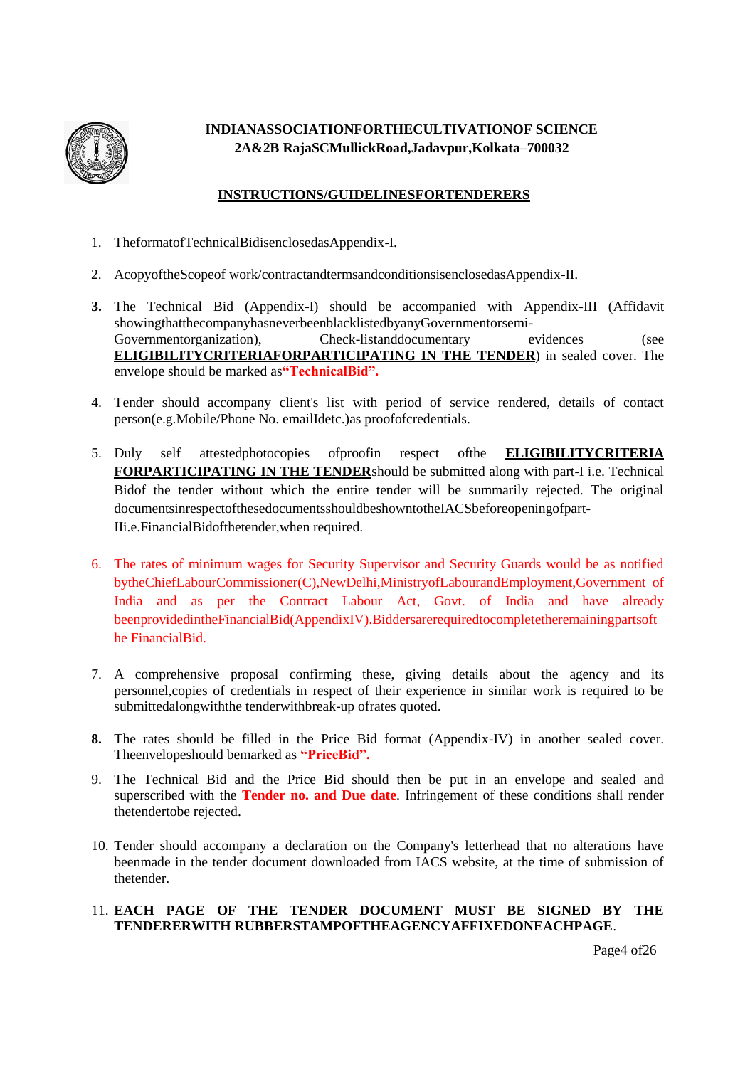**INDIANASSOCIATIONFORTHECULTIVATIONOF SCIENCE**
**2A&2B RajaSCMullickRoad,Jadavpur,Kolkata–700032**

**INSTRUCTIONS/GUIDELINESFORTENDERERS**

1. TheformatofTechnicalBidisenclosedasAppendix-I.

2. AcopyoftheScopeof work/contractandtermsandconditionsisenclosedasAppendix-II.

3. The Technical Bid (Appendix-I) should be accompanied with Appendix-III (Affidavit showingthatthecompanyhasneverbeenblacklistedbyanyGovernmentorsemi-Governmentorganization), Check-listanddocumentary evidences (see **ELIGIBILITYCRITERIAFORPARTICIPATING IN THE TENDER**) in sealed cover. The envelope should be marked as**"TechnicalBid".**

4. Tender should accompany client's list with period of service rendered, details of contact person(e.g.Mobile/Phone No. emailIdetc.)as proofofcredentials.

5. Duly self attestedphotocopies ofproofin respect ofthe **ELIGIBILITYCRITERIA FORPARTICIPATING IN THE TENDER**should be submitted along with part-I i.e. Technical Bidof the tender without which the entire tender will be summarily rejected. The original documentsinrespectofthesedocumentsshouldbeshowntotheIACSbeforeopeningofpart-IIi.e.FinancialBidofthetender,when required.

6. The rates of minimum wages for Security Supervisor and Security Guards would be as notified bytheChiefLabourCommissioner(C),NewDelhi,MinistryofLabourandEmployment,Government of India and as per the Contract Labour Act, Govt. of India and have already beenprovidedintheFinancialBid(AppendixIV).Biddersarerequiredtocompletetheremainingpartsoft he FinancialBid.

7. A comprehensive proposal confirming these, giving details about the agency and its personnel,copies of credentials in respect of their experience in similar work is required to be submittedalongwiththe tenderwithbreak-up ofrates quoted.

8. The rates should be filled in the Price Bid format (Appendix-IV) in another sealed cover. Theenvelopeshould bemarked as **"PriceBid".**

9. The Technical Bid and the Price Bid should then be put in an envelope and sealed and superscribed with the **Tender no. and Due date**. Infringement of these conditions shall render thetendertobe rejected.

10. Tender should accompany a declaration on the Company's letterhead that no alterations have beenmade in the tender document downloaded from IACS website, at the time of submission of thetender.

11. **EACH PAGE OF THE TENDER DOCUMENT MUST BE SIGNED BY THE TENDERERWITH RUBBERSTAMPOFTHEAGENCYAFFIXEDONEACHPAGE**.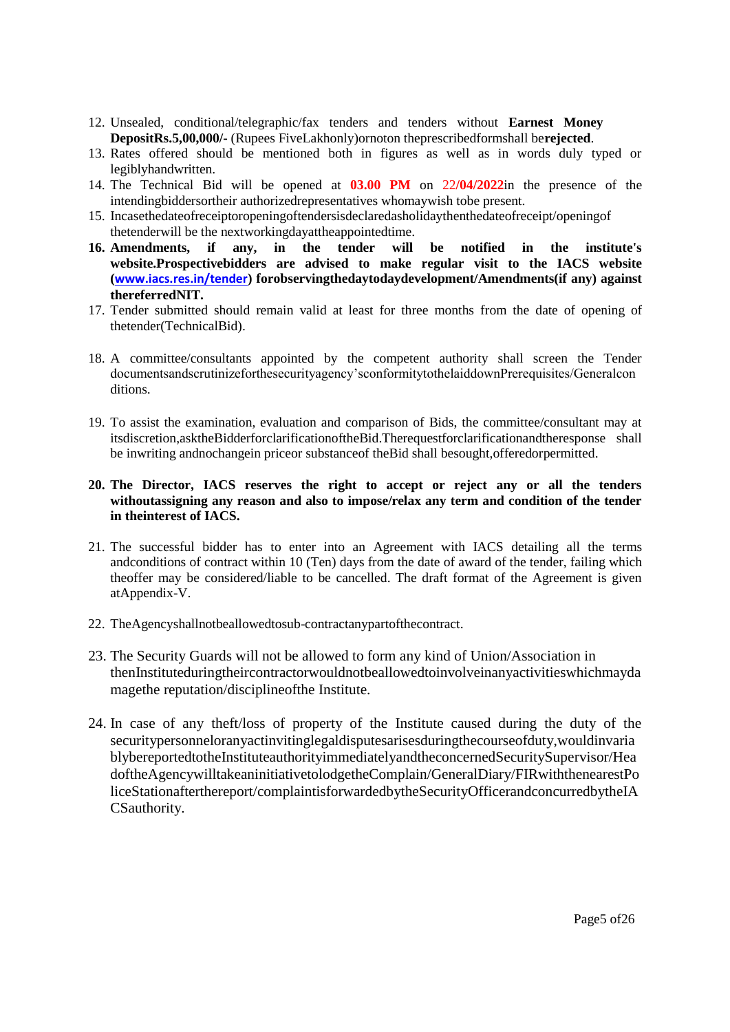12. Unsealed, conditional/telegraphic/fax tenders and tenders without **Earnest Money DepositRs.5,00,000/-** (Rupees FiveLakhonly)ornoton theprescribedformshall be**rejected**.
13. Rates offered should be mentioned both in figures as well as in words duly typed or legiblyhandwritten.
14. The Technical Bid will be opened at **03.00 PM** on 22/**04/2022**in the presence of the intendingbiddersortheir authorizedrepresentatives whomaywish tobe present.
15. Incasethedateofreceiptoropeningoftendersisdeclaredasholidaythenthedateofreceipt/openingof thetenderwill be the nextworkingdayattheappointedtime.
16. **Amendments, if any, in the tender will be notified in the institute's website.Prospectivebidders are advised to make regular visit to the IACS website (www.iacs.res.in/tender) forobservingthedaytodaydevelopment/Amendments(if any) against thereferredNIT.**
17. Tender submitted should remain valid at least for three months from the date of opening of thetender(TechnicalBid).
18. A committee/consultants appointed by the competent authority shall screen the Tender documentsandscrutinizeforthesecurityagency'sconformitytothelaiddownPrerequisites/Generalconditions.
19. To assist the examination, evaluation and comparison of Bids, the committee/consultant may at itsdiscretion,asktheBidderforclarificationoftheBid.Therequestforclarificationandtheresponse shall be inwriting andnochangein priceor substanceof theBid shall besought,offeredorpermitted.
20. **The Director, IACS reserves the right to accept or reject any or all the tenders withoutassigning any reason and also to impose/relax any term and condition of the tender in theinterest of IACS.**
21. The successful bidder has to enter into an Agreement with IACS detailing all the terms andconditions of contract within 10 (Ten) days from the date of award of the tender, failing which theoffer may be considered/liable to be cancelled. The draft format of the Agreement is given atAppendix-V.
22. TheAgencyshallnotbeallowedtosub-contractanypartofthecontract.
23. The Security Guards will not be allowed to form any kind of Union/Association in thenInstituteduringtheircontractorwouldnotbeallowedtoinvolveinanyactivitieswhichmaydamagethe reputation/disciplineofthe Institute.
24. In case of any theft/loss of property of the Institute caused during the duty of the securitypersonneloranyactinvitinglegaldisputesarisesduringthecourseofduty,wouldinvariablybereportedtotheInstituteauthorityimmediatelyandtheconcernedSecuritySupervisor/HeadoftheAgencywilltakeaninitiativetolodgetheComplain/GeneralDiary/FIRwiththenearestPoliceStationafterthereport/complaintisforwardedbytheSecurityOfficerandconcurredbytheIACSauthority.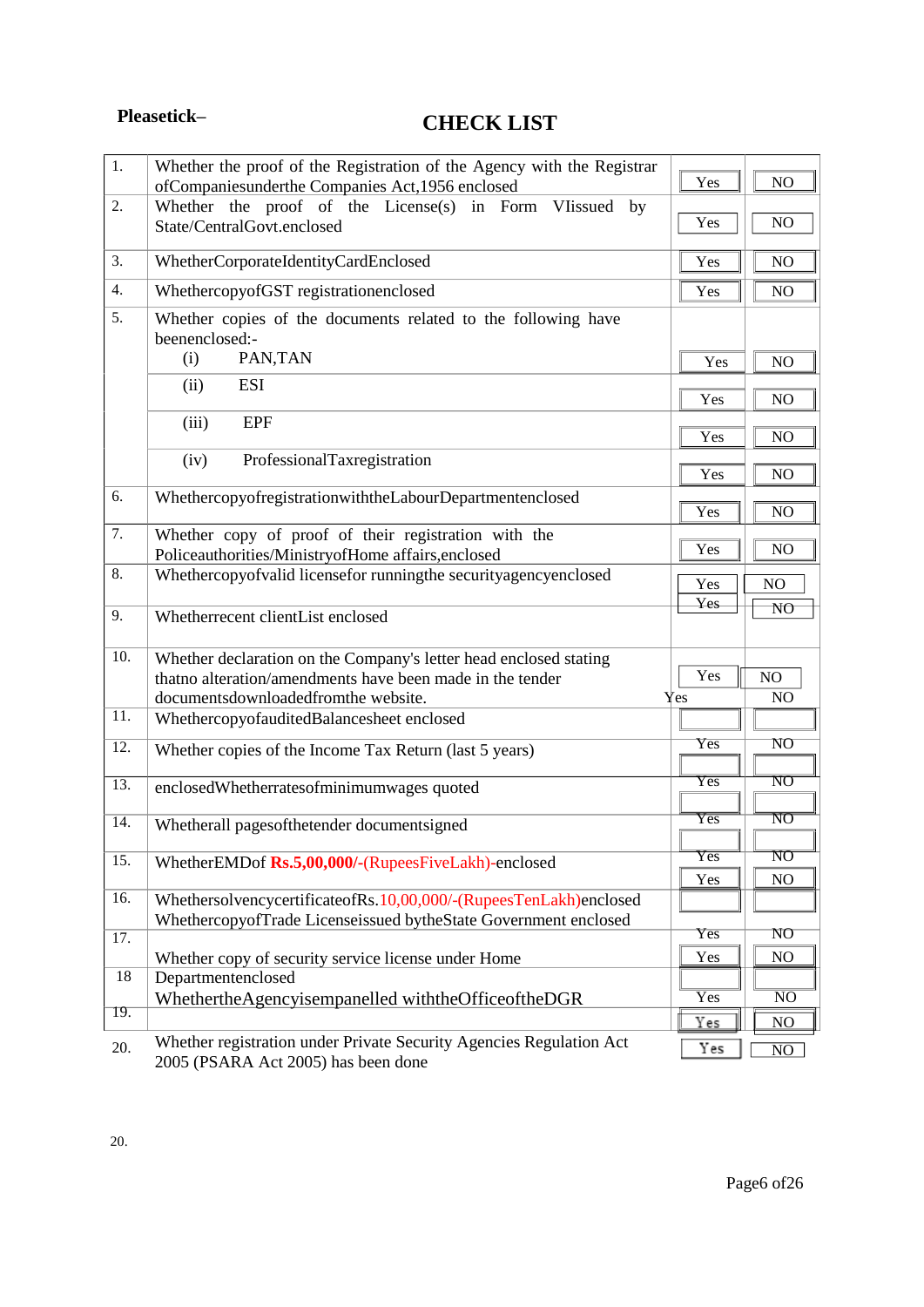**Pleasetick–**

# CHECK LIST

| No. | Item | Yes | NO |
|---|---|---|---|
| 1. | Whether the proof of the Registration of the Agency with the Registrar ofCompaniesunderthe Companies Act,1956 enclosed | Yes | NO |
| 2. | Whether the proof of the License(s) in Form VIissued by State/CentralGovt.enclosed | Yes | NO |
| 3. | WhetherCorporateIdentityCardEnclosed | Yes | NO |
| 4. | WhethercopyofGST registrationenclosed | Yes | NO |
| 5. | Whether copies of the documents related to the following have beenenclosed:- (i) PAN,TAN | Yes | NO |
| | (ii) ESI | Yes | NO |
| | (iii) EPF | Yes | NO |
| | (iv) ProfessionalTaxregistration | Yes | NO |
| 6. | WhethercopyofregistrationwiththeLabourDepartmentenclosed | Yes | NO |
| 7. | Whether copy of proof of their registration with the Policeauthorities/MinistryofHome affairs,enclosed | Yes | NO |
| 8. | Whethercopyofvalid licensefor runningthe securityagencyenclosed | Yes | NO |
| 9. | Whetherrecent clientList enclosed | Yes | NO |
| 10. | Whether declaration on the Company's letter head enclosed stating thatno alteration/amendments have been made in the tender documentsdownloadedfromthe website. | Yes | NO |
| 11. | WhethercopyofauditedBalancesheet enclosed | Yes | NO |
| 12. | Whether copies of the Income Tax Return (last 5 years) | Yes | NO |
| 13. | enclosedWhetherratesofminimumwages quoted | Yes | NO |
| 14. | Whetherall pagesofthetender documentsigned | Yes | NO |
| 15. | WhetherEMDof **Rs.5,00,000/-**(RupeesFiveLakh)-enclosed | Yes | NO |
| 16. | WhethersolvencycertificateofRs.10,00,000/-(RupeesTenLakh)enclosed | Yes | NO |
| 17. | WhethercopyofTrade Licenseissued bytheState Government enclosed | Yes | NO |
| 18 | Whether copy of security service license under Home Departmentenclosed | Yes | NO |
| 19. | WhethertheAgencyisempanelled withtheOfficeoftheDGR | Yes | NO |
| 20. | Whether registration under Private Security Agencies Regulation Act 2005 (PSARA Act 2005) has been done | Yes | NO |

20.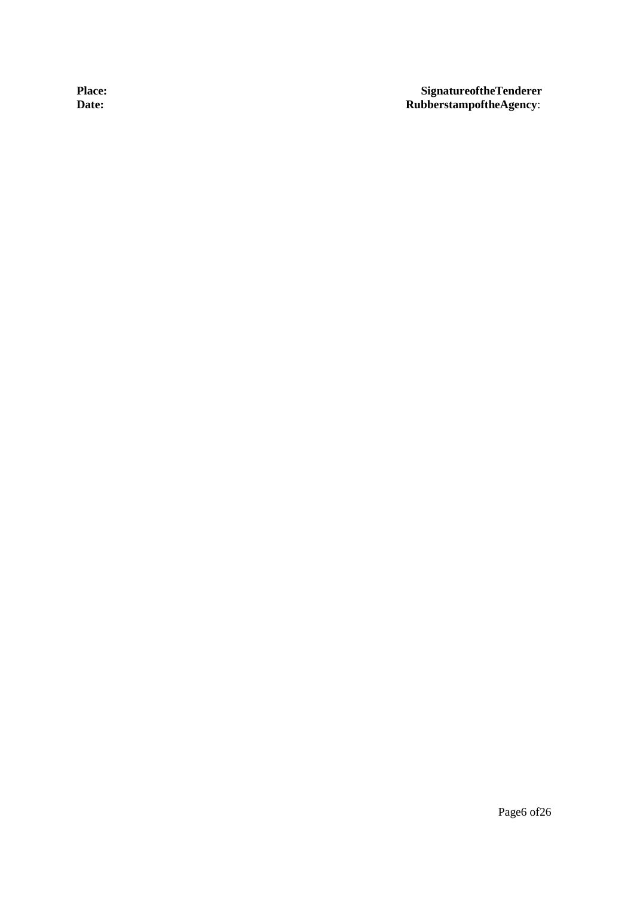**Place:** **SignatureoftheTenderer**

**Date:** **RubberstampoftheAgency**: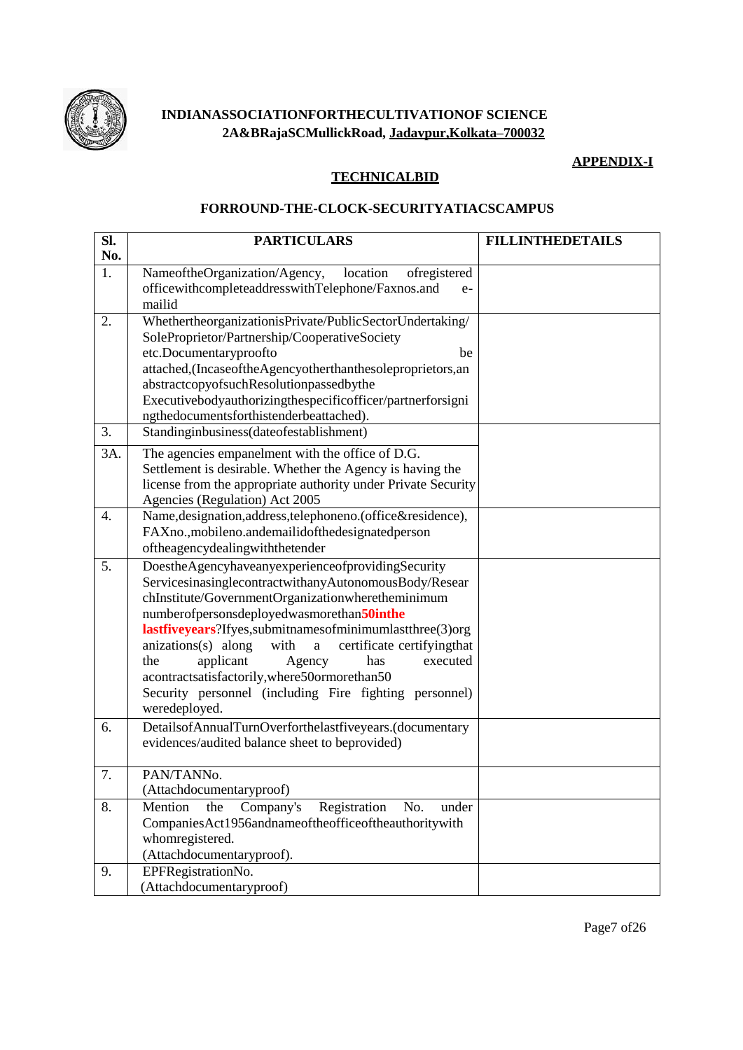**INDIANASSOCIATIONFORTHECULTIVATIONOF SCIENCE**
**2A&BRajaSCMullickRoad, Jadavpur,Kolkata–700032**

**APPENDIX-I**

## TECHNICALBID

### FORROUND-THE-CLOCK-SECURITYATIACSCAMPUS

| Sl. No. | PARTICULARS | FILLINTHEDETAILS |
|---|---|---|
| 1. | NameoftheOrganization/Agency, location ofregistered officewithcompleteaddresswithTelephone/Faxnos.and e-mailid | |
| 2. | Whetherthe organizationisPrivate/PublicSectorUndertaking/ SoleProprietor/Partnership/CooperativeSociety etc.Documentaryproofto be attached,(IncaseoftheAgencyotherthanthesoleproprietors,an abstractcopyofsuchResolutionpassedbythe Executivebodyauthorizingthespecificofficer/partnerforsigningthedocumentsforthistenderbeattached). | |
| 3. | Standinginbusiness(dateofestablishment) | |
| 3A. | The agencies empanelment with the office of D.G. Settlement is desirable. Whether the Agency is having the license from the appropriate authority under Private Security Agencies (Regulation) Act 2005 | |
| 4. | Name,designation,address,telephoneno.(office&residence), FAXno.,mobileno.andemailidofthedesignatedperson oftheagencydealingwiththetender | |
| 5. | DoestheAgencyhaveanyexperienceofprovidingSecurity ServicesinasinglecontractwithanyAutonomousBody/ResearchInstitute/GovernmentOrganizationwheretheminimum numberofpersonsdeployedwasmorethan**50inthe lastfiveyears**?Ifyes,submitnamesofminimumlastthree(3)organizations(s) along with a certificate certifyingthat the applicant Agency has executed acontractsatisfactorily,where50ormorethan50 Security personnel (including Fire fighting personnel) weredeployed. | |
| 6. | DetailsofAnnualTurnOverforthelastfiveyears.(documentary evidences/audited balance sheet to beprovided) | |
| 7. | PAN/TANNo. (Attachdocumentaryproof) | |
| 8. | Mention the Company's Registration No. under CompaniesAct1956andnameoftheofficeoftheauthoritywith whomregistered. (Attachdocumentaryproof). | |
| 9. | EPFRegistrationNo. (Attachdocumentaryproof) | |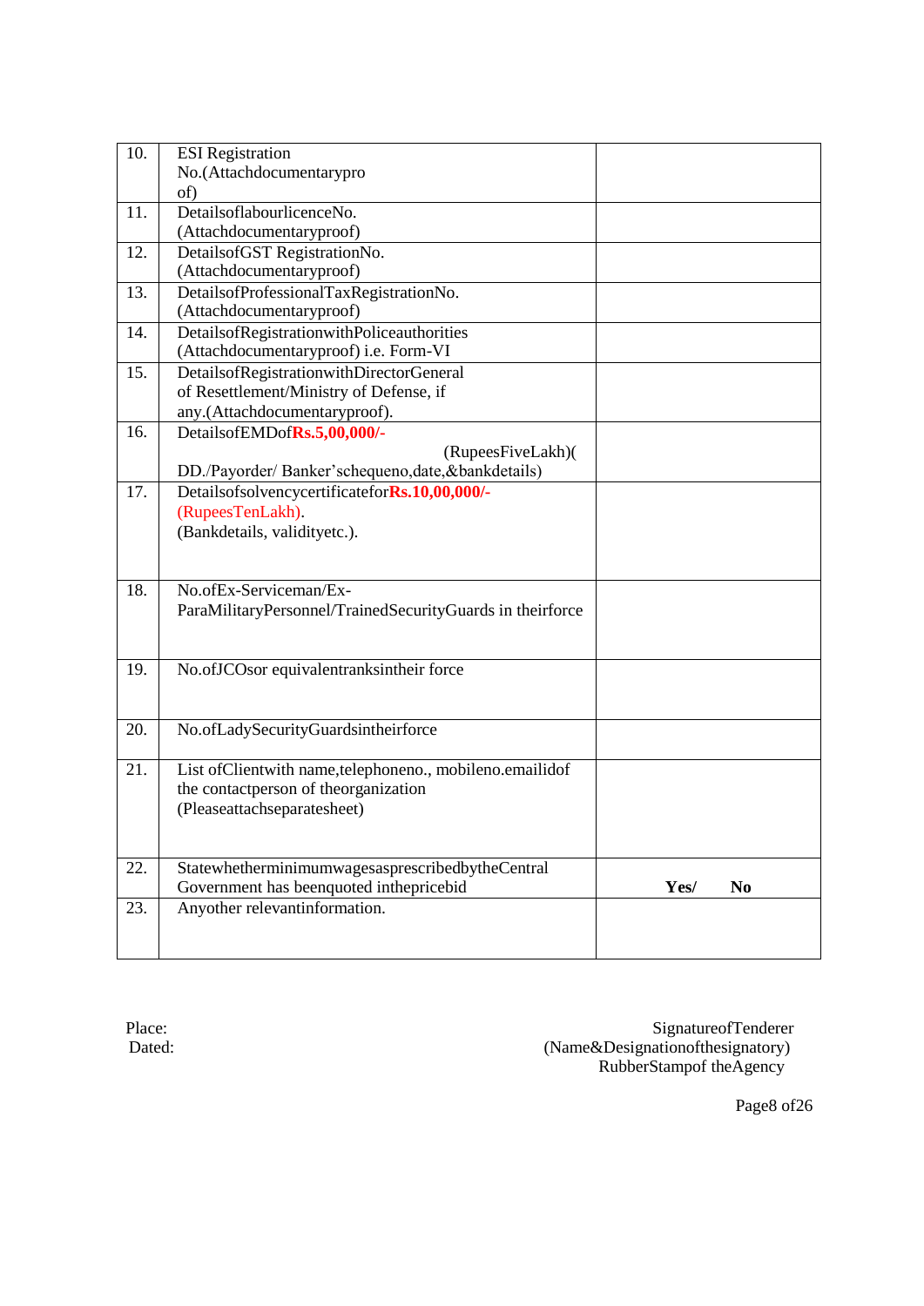| 10. | ESI Registration No.(Attachdocumentarypro of) | |
|---|---|---|
| 11. | DetailsoflabourlicenceNo. (Attachdocumentaryproof) | |
| 12. | DetailsofGST RegistrationNo. (Attachdocumentaryproof) | |
| 13. | DetailsofProfessionalTaxRegistrationNo. (Attachdocumentaryproof) | |
| 14. | DetailsofRegistrationwithPoliceauthorities (Attachdocumentaryproof) i.e. Form-VI | |
| 15. | DetailsofRegistrationwithDirectorGeneral of Resettlement/Ministry of Defense, if any.(Attachdocumentaryproof). | |
| 16. | DetailsofEMDof**Rs.5,00,000/-** (RupeesFiveLakh)( DD./Payorder/ Banker'schequeno,date,&bankdetails) | |
| 17. | Detailsofsolvencycertificatefor**Rs.10,00,000/-** (RupeesTenLakh). (Bankdetails, validityetc.). | |
| 18. | No.ofEx-Serviceman/Ex-ParaMilitaryPersonnel/TrainedSecurityGuards in theirforce | |
| 19. | No.ofJCOsor equivalentranksintheir force | |
| 20. | No.ofLadySecurityGuardsintheirforce | |
| 21. | List ofClientwith name,telephoneno., mobileno.emailidof the contactperson of theorganization (Pleaseattachseparatesheet) | |
| 22. | StatewhetherminimumwagesasprescribedbytheCentral Government has beenquoted inthepricebid | **Yes/ No** |
| 23. | Anyother relevantinformation. | |

Place:
Dated:

SignatureofTenderer
(Name&Designationofthesignatory)
RubberStampof theAgency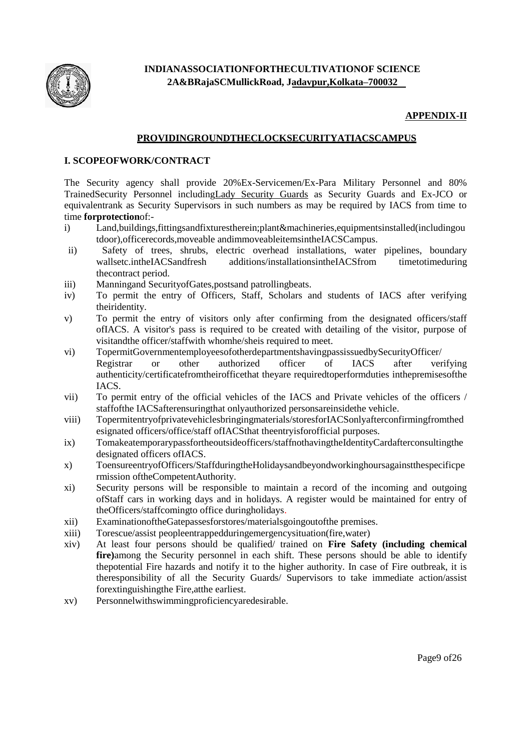**INDIAN ASSOCIATION FOR THE CULTIVATION OF SCIENCE**
**2A&B Raja SC Mullick Road, Jadavpur, Kolkata–700032**

**APPENDIX-II**

## PROVIDING ROUND THE CLOCK SECURITY AT IACS CAMPUS

### I. SCOPE OF WORK/CONTRACT

The Security agency shall provide 20% Ex-Servicemen/Ex-Para Military Personnel and 80% Trained Security Personnel including Lady Security Guards as Security Guards and Ex-JCO or equivalent rank as Security Supervisors in such numbers as may be required by IACS from time to time **for protection** of:-

i) Land, buildings, fittings and fixtures therein; plant & machineries, equipments installed (including outdoor), office records, moveable and immoveable items in the IACS Campus.

ii) Safety of trees, shrubs, electric overhead installations, water pipelines, boundary walls etc. in the IACS and fresh additions/installations in the IACS from time to time during the contract period.

iii) Manning and Security of Gates, posts and patrolling beats.

iv) To permit the entry of Officers, Staff, Scholars and students of IACS after verifying their identity.

v) To permit the entry of visitors only after confirming from the designated officers/staff of IACS. A visitor's pass is required to be created with detailing of the visitor, purpose of visit and the officer/staff with whom he/she is required to meet.

vi) To permit Government employees of other departments having pass issued by Security Officer/ Registrar or other authorized officer of IACS after verifying authenticity/certificate from their office that they are required to perform duties in the premises of the IACS.

vii) To permit entry of the official vehicles of the IACS and Private vehicles of the officers / staff of the IACS after ensuring that only authorized persons are inside the vehicle.

viii) To permit entry of private vehicles bringing materials/stores for IACS only after confirming from the designated officers/office/staff of IACS that the entry is for official purposes.

ix) To make a temporary pass for the outside officers/staff not having the Identity Card after consulting the designated officers of IACS.

x) To ensure entry of Officers/Staff during the Holidays and beyond working hours against the specific permission of the Competent Authority.

xi) Security persons will be responsible to maintain a record of the incoming and outgoing of Staff cars in working days and in holidays. A register would be maintained for entry of the Officers/staff coming to office during holidays.

xii) Examination of the Gate passes for stores/materials going out of the premises.

xiii) To rescue/assist people entrapped during emergency situation (fire, water)

xiv) At least four persons should be qualified/ trained on **Fire Safety (including chemical fire)** among the Security personnel in each shift. These persons should be able to identify the potential Fire hazards and notify it to the higher authority. In case of Fire outbreak, it is the responsibility of all the Security Guards/ Supervisors to take immediate action/assist for extinguishing the Fire, at the earliest.

xv) Personnel with swimming proficiency are desirable.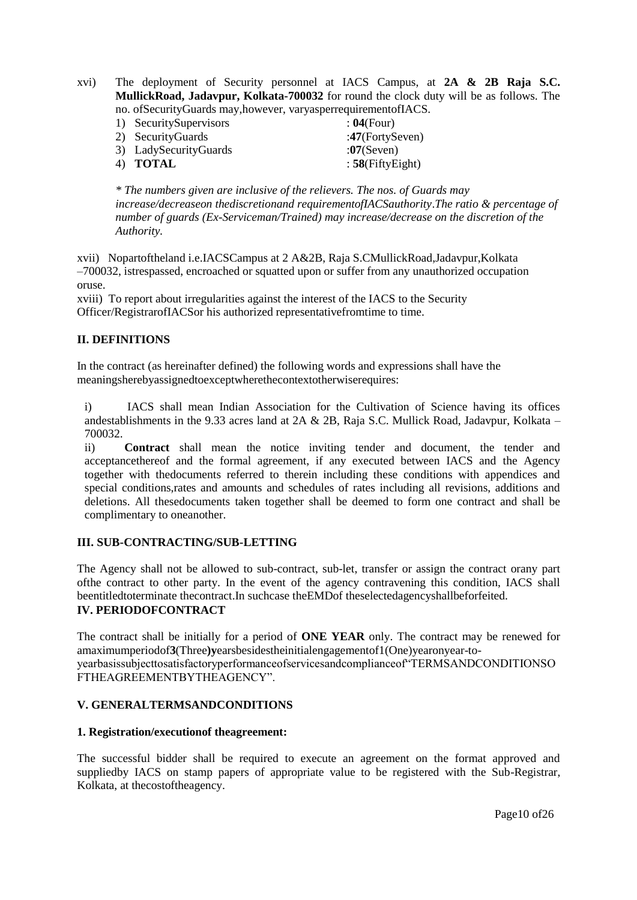xvi) The deployment of Security personnel at IACS Campus, at **2A & 2B Raja S.C. MullickRoad, Jadavpur, Kolkata-700032** for round the clock duty will be as follows. The no. ofSecurityGuards may,however, varyasperrequirementofIACS.

1) SecuritySupervisors : **04**(Four)
2) SecurityGuards :**47**(FortySeven)
3) LadySecurityGuards :**07**(Seven)
4) **TOTAL** : **58**(FiftyEight)

*\* The numbers given are inclusive of the relievers. The nos. of Guards may increase/decreaseon thediscretionand requirementofIACSauthority.The ratio & percentage of number of guards (Ex-Serviceman/Trained) may increase/decrease on the discretion of the Authority.*

xvii) Nopartoftheland i.e.IACSCampus at 2 A&2B, Raja S.CMullickRoad,Jadavpur,Kolkata –700032, istrespassed, encroached or squatted upon or suffer from any unauthorized occupation oruse.

xviii) To report about irregularities against the interest of the IACS to the Security Officer/RegistrarofIACSor his authorized representativefromtime to time.

## II. DEFINITIONS

In the contract (as hereinafter defined) the following words and expressions shall have the meaningsherebyassignedtoexceptwherethecontextotherwiserequires:

i) IACS shall mean Indian Association for the Cultivation of Science having its offices andestablishments in the 9.33 acres land at 2A & 2B, Raja S.C. Mullick Road, Jadavpur, Kolkata – 700032.

ii) **Contract** shall mean the notice inviting tender and document, the tender and acceptancethereof and the formal agreement, if any executed between IACS and the Agency together with thedocuments referred to therein including these conditions with appendices and special conditions,rates and amounts and schedules of rates including all revisions, additions and deletions. All thesedocuments taken together shall be deemed to form one contract and shall be complimentary to oneanother.

## III. SUB-CONTRACTING/SUB-LETTING

The Agency shall not be allowed to sub-contract, sub-let, transfer or assign the contract orany part ofthe contract to other party. In the event of the agency contravening this condition, IACS shall beentitledtoterminate thecontract.In suchcase theEMDof theselectedagencyshallbeforfeited.

## IV. PERIODOFCONTRACT

The contract shall be initially for a period of **ONE YEAR** only. The contract may be renewed for amaximumperiodof**3**(Three**)y**earsbesidestheinitialengagementof1(One)yearonyear-to-yearbasissubjecttosatisfactoryperformanceofservicesandcomplianceof"TERMSANDCONDITIONSOFTHEAGREEMENTBYTHEAGENCY".

## V. GENERALTERMSANDCONDITIONS

### 1. Registration/executionof theagreement:

The successful bidder shall be required to execute an agreement on the format approved and suppliedby IACS on stamp papers of appropriate value to be registered with the Sub-Registrar, Kolkata, at thecostoftheagency.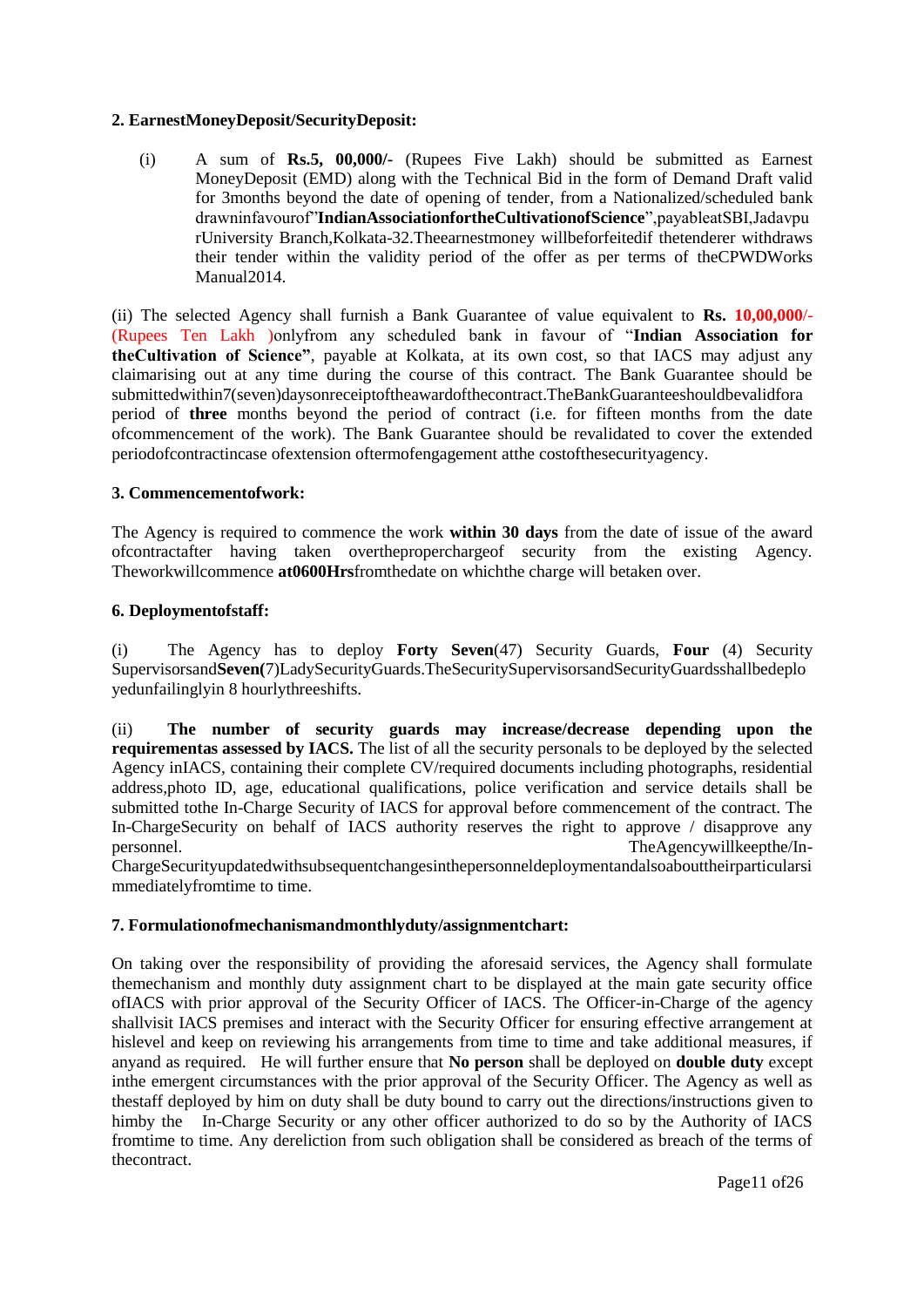### 2. EarnestMoneyDeposit/SecurityDeposit:

(i) A sum of **Rs.5, 00,000/-** (Rupees Five Lakh) should be submitted as Earnest MoneyDeposit (EMD) along with the Technical Bid in the form of Demand Draft valid for 3months beyond the date of opening of tender, from a Nationalized/scheduled bank drawninfavourof"**IndianAssociationfortheCultivationofScience**",payableatSBI,Jadavpu rUniversity Branch,Kolkata-32.Theearnestmoney willbeforfeitedif thetenderer withdraws their tender within the validity period of the offer as per terms of theCPWDWorks Manual2014.

(ii) The selected Agency shall furnish a Bank Guarantee of value equivalent to **Rs. 10,00,000/-** (Rupees Ten Lakh )onlyfrom any scheduled bank in favour of "**Indian Association for theCultivation of Science"**, payable at Kolkata, at its own cost, so that IACS may adjust any claimarising out at any time during the course of this contract. The Bank Guarantee should be submittedwithin7(seven)daysonreceiptoftheawardofthecontract.TheBankGuaranteeshouldbevalidfora period of **three** months beyond the period of contract (i.e. for fifteen months from the date ofcommencement of the work). The Bank Guarantee should be revalidated to cover the extended periodofcontractincase ofextension oftermofengagement atthe costofthesecurityagency.

### 3. Commencementofwork:

The Agency is required to commence the work **within 30 days** from the date of issue of the award ofcontractafter having taken overtheproperchargeof security from the existing Agency. Theworkwillcommence **at0600Hrs**fromthedate on whichthe charge will betaken over.

### 6. Deploymentofstaff:

(i) The Agency has to deploy **Forty Seven**(47) Security Guards, **Four** (4) Security SupervisorsandSeven(7)LadySecurityGuards.TheSecuritySupervisorsandSecurityGuardsshallbedeployedunfailinglyin 8 hourlythreeshifts.

(ii) **The number of security guards may increase/decrease depending upon the requirementas assessed by IACS.** The list of all the security personals to be deployed by the selected Agency inIACS, containing their complete CV/required documents including photographs, residential address,photo ID, age, educational qualifications, police verification and service details shall be submitted tothe In-Charge Security of IACS for approval before commencement of the contract. The In-ChargeSecurity on behalf of IACS authority reserves the right to approve / disapprove any personnel. TheAgencywillkeepthe/In-ChargeSecurityupdatedwithsubsequentchangesinthepersonneldeploymentandalsoabouttheirparticularsimmediatelyfromtime to time.

### 7. Formulationofmechanismandmonthlyduty/assignmentchart:

On taking over the responsibility of providing the aforesaid services, the Agency shall formulate themechanism and monthly duty assignment chart to be displayed at the main gate security office ofIACS with prior approval of the Security Officer of IACS. The Officer-in-Charge of the agency shallvisit IACS premises and interact with the Security Officer for ensuring effective arrangement at hislevel and keep on reviewing his arrangements from time to time and take additional measures, if anyand as required. He will further ensure that **No person** shall be deployed on **double duty** except inthe emergent circumstances with the prior approval of the Security Officer. The Agency as well as thestaff deployed by him on duty shall be duty bound to carry out the directions/instructions given to himby the In-Charge Security or any other officer authorized to do so by the Authority of IACS fromtime to time. Any dereliction from such obligation shall be considered as breach of the terms of thecontract.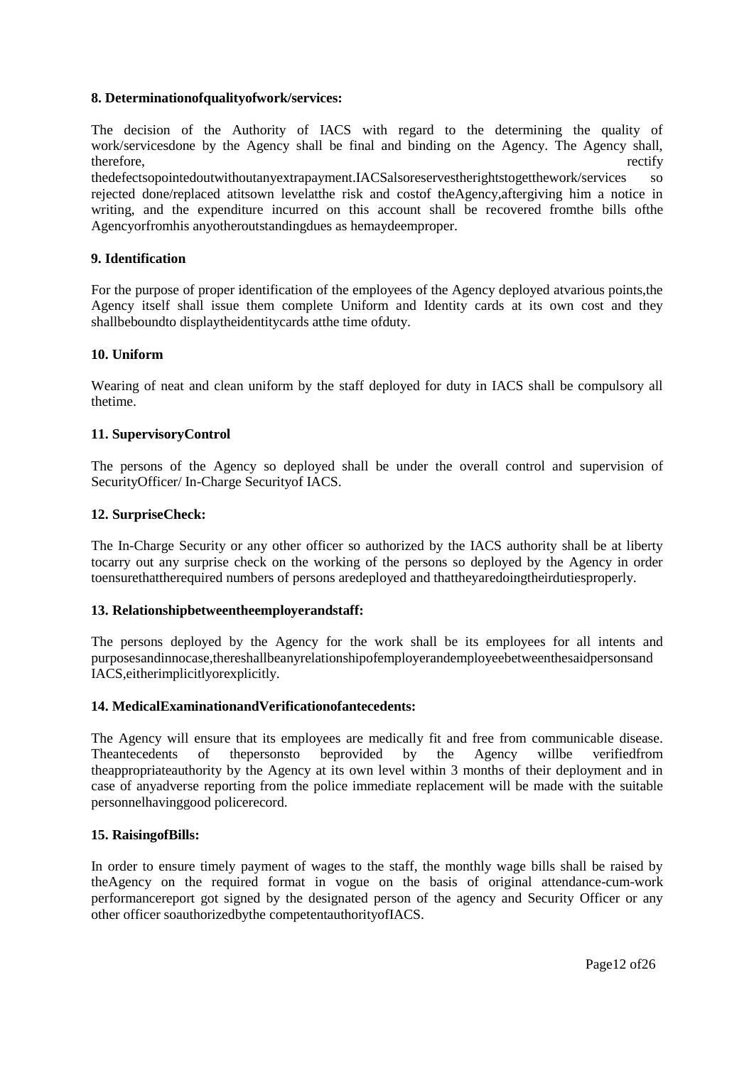**8. Determinationofqualityofwork/services:**

The decision of the Authority of IACS with regard to the determining the quality of work/servicesdone by the Agency shall be final and binding on the Agency. The Agency shall, therefore, rectify thedefectsopointedoutwithoutanyextrapayment.IACSalsoreservestherightstogetthework/services so rejected done/replaced atitsown levelatthe risk and costof theAgency,aftergiving him a notice in writing, and the expenditure incurred on this account shall be recovered fromthe bills ofthe Agencyorfromhis anyotheroutstandingdues as hemaydeemproper.

**9. Identification**

For the purpose of proper identification of the employees of the Agency deployed atvarious points,the Agency itself shall issue them complete Uniform and Identity cards at its own cost and they shallbeboundto displaytheidentitycards atthe time ofduty.

**10. Uniform**

Wearing of neat and clean uniform by the staff deployed for duty in IACS shall be compulsory all thetime.

**11. SupervisoryControl**

The persons of the Agency so deployed shall be under the overall control and supervision of SecurityOfficer/ In-Charge Securityof IACS.

**12. SurpriseCheck:**

The In-Charge Security or any other officer so authorized by the IACS authority shall be at liberty tocarry out any surprise check on the working of the persons so deployed by the Agency in order toensurethattherequired numbers of persons aredeployed and thattheyaredoingtheirdutiesproperly.

**13. Relationshipbetweentheemployerandstaff:**

The persons deployed by the Agency for the work shall be its employees for all intents and purposesandinnocase,thereshallbeanyrelationshipofemployerandemployeebetweenthesaidpersonsand IACS,eitherimplicitlyorexplicitly.

**14. MedicalExaminationandVerificationofantecedents:**

The Agency will ensure that its employees are medically fit and free from communicable disease. Theantecedents of thepersonsto beprovided by the Agency willbe verifiedfrom theappropriateauthority by the Agency at its own level within 3 months of their deployment and in case of anyadverse reporting from the police immediate replacement will be made with the suitable personnelhavinggood policerecord.

**15. RaisingofBills:**

In order to ensure timely payment of wages to the staff, the monthly wage bills shall be raised by theAgency on the required format in vogue on the basis of original attendance-cum-work performancereport got signed by the designated person of the agency and Security Officer or any other officer soauthorizedbythe competentauthorityofIACS.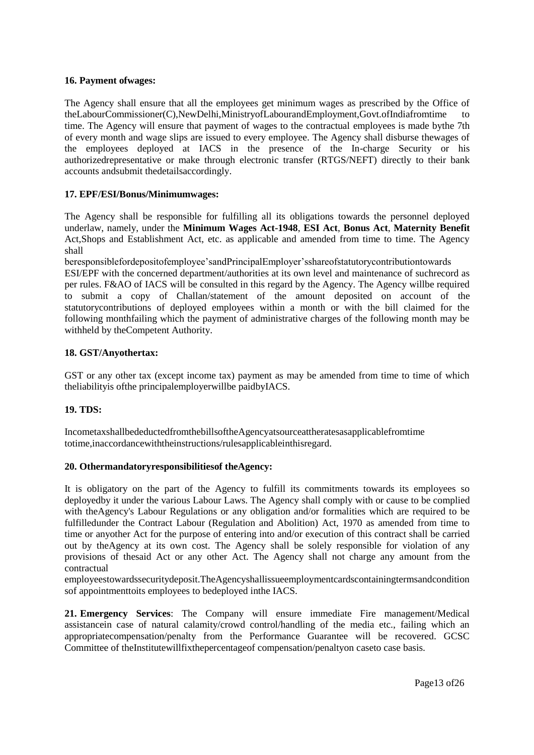**16. Payment ofwages:**

The Agency shall ensure that all the employees get minimum wages as prescribed by the Office of theLabourCommissioner(C),NewDelhi,MinistryofLabourandEmployment,Govt.ofIndiafromtime to time. The Agency will ensure that payment of wages to the contractual employees is made bythe 7th of every month and wage slips are issued to every employee. The Agency shall disburse thewages of the employees deployed at IACS in the presence of the In-charge Security or his authorizedrepresentative or make through electronic transfer (RTGS/NEFT) directly to their bank accounts andsubmit thedetailsaccordingly.

**17. EPF/ESI/Bonus/Minimumwages:**

The Agency shall be responsible for fulfilling all its obligations towards the personnel deployed underlaw, namely, under the **Minimum Wages Act-1948**, **ESI Act**, **Bonus Act**, **Maternity Benefit** Act,Shops and Establishment Act, etc. as applicable and amended from time to time. The Agency shall beresponsiblefordepositofemployee'sandPrincipalEmployer'sshareofstatutorycontributiontowards ESI/EPF with the concerned department/authorities at its own level and maintenance of suchrecord as per rules. F&AO of IACS will be consulted in this regard by the Agency. The Agency willbe required to submit a copy of Challan/statement of the amount deposited on account of the statutorycontributions of deployed employees within a month or with the bill claimed for the following monthfailing which the payment of administrative charges of the following month may be withheld by theCompetent Authority.

**18. GST/Anyothertax:**

GST or any other tax (except income tax) payment as may be amended from time to time of which theliabilityis ofthe principalemployerwillbe paidbyIACS.

**19. TDS:**

IncometaxshallbedeductedfromthebillsoftheAgencyatsourceattheratesasapplicablefromtime totime,inaccordancewiththeinstructions/rulesapplicableinthisregard.

**20. Othermandatoryresponsibilitiesof theAgency:**

It is obligatory on the part of the Agency to fulfill its commitments towards its employees so deployedby it under the various Labour Laws. The Agency shall comply with or cause to be complied with theAgency's Labour Regulations or any obligation and/or formalities which are required to be fulfilledunder the Contract Labour (Regulation and Abolition) Act, 1970 as amended from time to time or anyother Act for the purpose of entering into and/or execution of this contract shall be carried out by theAgency at its own cost. The Agency shall be solely responsible for violation of any provisions of thesaid Act or any other Act. The Agency shall not charge any amount from the contractual employeestowardssecuritydeposit.TheAgencyshallissueemploymentcardscontainingtermsandconditions of appointmenttoits employees to bedeployed inthe IACS.

**21. Emergency Services**: The Company will ensure immediate Fire management/Medical assistancein case of natural calamity/crowd control/handling of the media etc., failing which an appropriatecompensation/penalty from the Performance Guarantee will be recovered. GCSC Committee of theInstitutewillfixthepercentageof compensation/penaltyon caseto case basis.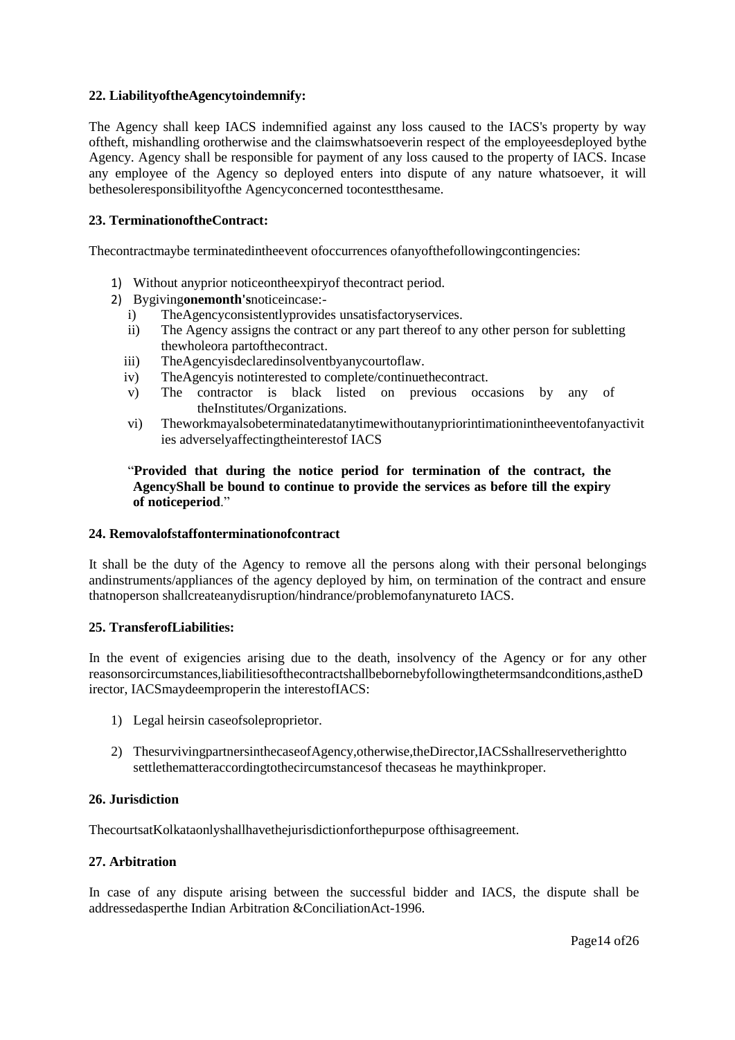**22. LiabilityoftheAgencytoindemnify:**

The Agency shall keep IACS indemnified against any loss caused to the IACS's property by way oftheft, mishandling orotherwise and the claimswhatsoeverin respect of the employeesdeployed bythe Agency. Agency shall be responsible for payment of any loss caused to the property of IACS. Incase any employee of the Agency so deployed enters into dispute of any nature whatsoever, it will bethesoleresponsibilityofthe Agencyconcerned tocontestthesame.

**23. TerminationoftheContract:**

Thecontractmaybe terminatedintheevent ofoccurrences ofanyofthefollowingcontingencies:

1) Without anyprior noticeontheexpiryof thecontract period.
2) Bygiving**onemonth's**noticeincase:-
   i) TheAgencyconsistentlyprovides unsatisfactoryservices.
   ii) The Agency assigns the contract or any part thereof to any other person for subletting thewholeora partofthecontract.
   iii) TheAgencyisdeclaredinsolventbyanycourtoflaw.
   iv) TheAgencyis notinterested to complete/continuethecontract.
   v) The contractor is black listed on previous occasions by any of theInstitutes/Organizations.
   vi) Theworkmayalsobeterminatedatanytimewithoutanypriorintimationintheeventofanyactivities adverselyaffectingtheinterestof IACS

"**Provided that during the notice period for termination of the contract, the AgencyShall be bound to continue to provide the services as before till the expiry of noticeperiod**."

**24. Removalofstaffonterminationofcontract**

It shall be the duty of the Agency to remove all the persons along with their personal belongings andinstruments/appliances of the agency deployed by him, on termination of the contract and ensure thatnoperson shallcreateanydisruption/hindrance/problemofanynatureto IACS.

**25. TransferofLiabilities:**

In the event of exigencies arising due to the death, insolvency of the Agency or for any other reasonsorcircumstances,liabilitiesofthecontractshallbebornebyfollowingthetermsandconditions,astheDirector, IACSmaydeemproperin the interestofIACS:

1) Legal heirsin caseofsoleproprietor.
2) ThesurvivingpartnersinthecaseofAgency,otherwise,theDirector,IACSshallreservetherightto settlethematteraccordingtothecircumstancesof thecaseas he maythinkproper.

**26. Jurisdiction**

ThecourtsatKolkataonlyshallhavethejurisdictionforthepurpose ofthisagreement.

**27. Arbitration**

In case of any dispute arising between the successful bidder and IACS, the dispute shall be addressedasperthe Indian Arbitration &ConciliationAct-1996.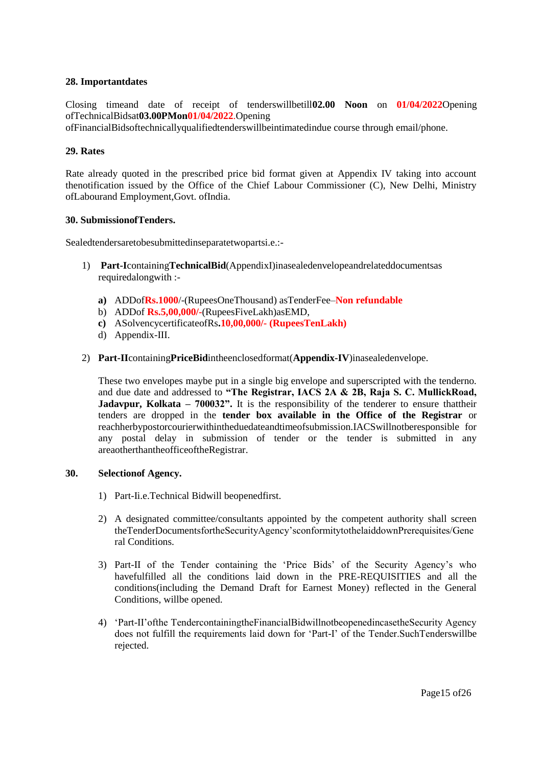**28. Importantdates**

Closing timeand date of receipt of tenderswillbetill**02.00 Noon** on **01/04/2022**Opening ofTechnicalBidsat**03.00PMon01/04/2022**.Opening ofFinancialBidsoftechnicallyqualifiedtenderswillbeintimatedindue course through email/phone.

**29. Rates**

Rate already quoted in the prescribed price bid format given at Appendix IV taking into account thenotification issued by the Office of the Chief Labour Commissioner (C), New Delhi, Ministry ofLabourand Employment,Govt. ofIndia.

**30. SubmissionofTenders.**

Sealedtendersaretobesubmittedinseparatetwopartsi.e.:-

1) **Part-I**containing**TechnicalBid**(AppendixI)inasealedenvelopeandrelateddocumentsas requiredalongwith :-

   **a)** ADDof**Rs.1000**/-(RupeesOneThousand) asTenderFee–**Non refundable**

   b) ADDof **Rs.5,00,000/-**(RupeesFiveLakh)asEMD,

   **c)** ASolvencycertificateofRs**.10,00,000/- (RupeesTenLakh)**

   d) Appendix-III.

2) **Part-II**containing**PriceBid**intheenclosedformat(**Appendix-IV**)inasealedenvelope.

   These two envelopes maybe put in a single big envelope and superscripted with the tenderno. and due date and addressed to **"The Registrar, IACS 2A & 2B, Raja S. C. MullickRoad, Jadavpur, Kolkata – 700032".** It is the responsibility of the tenderer to ensure thattheir tenders are dropped in the **tender box available in the Office of the Registrar** or reachherbypostorcourierwithintheduedateandtimeofsubmission.IACSwillnotberesponsible for any postal delay in submission of tender or the tender is submitted in any areaotherthantheofficeoftheRegistrar.

**30. Selectionof Agency.**

1) Part-Ii.e.Technical Bidwill beopenedfirst.
2) A designated committee/consultants appointed by the competent authority shall screen theTenderDocumentsfortheSecurityAgency'sconformitytothelaiddownPrerequisites/General Conditions.
3) Part-II of the Tender containing the 'Price Bids' of the Security Agency's who havefulfilled all the conditions laid down in the PRE-REQUISITIES and all the conditions(including the Demand Draft for Earnest Money) reflected in the General Conditions, willbe opened.
4) 'Part-II'ofthe TendercontainingtheFinancialBidwillnotbeopenedincasetheSecurity Agency does not fulfill the requirements laid down for 'Part-I' of the Tender.SuchTenderswillbe rejected.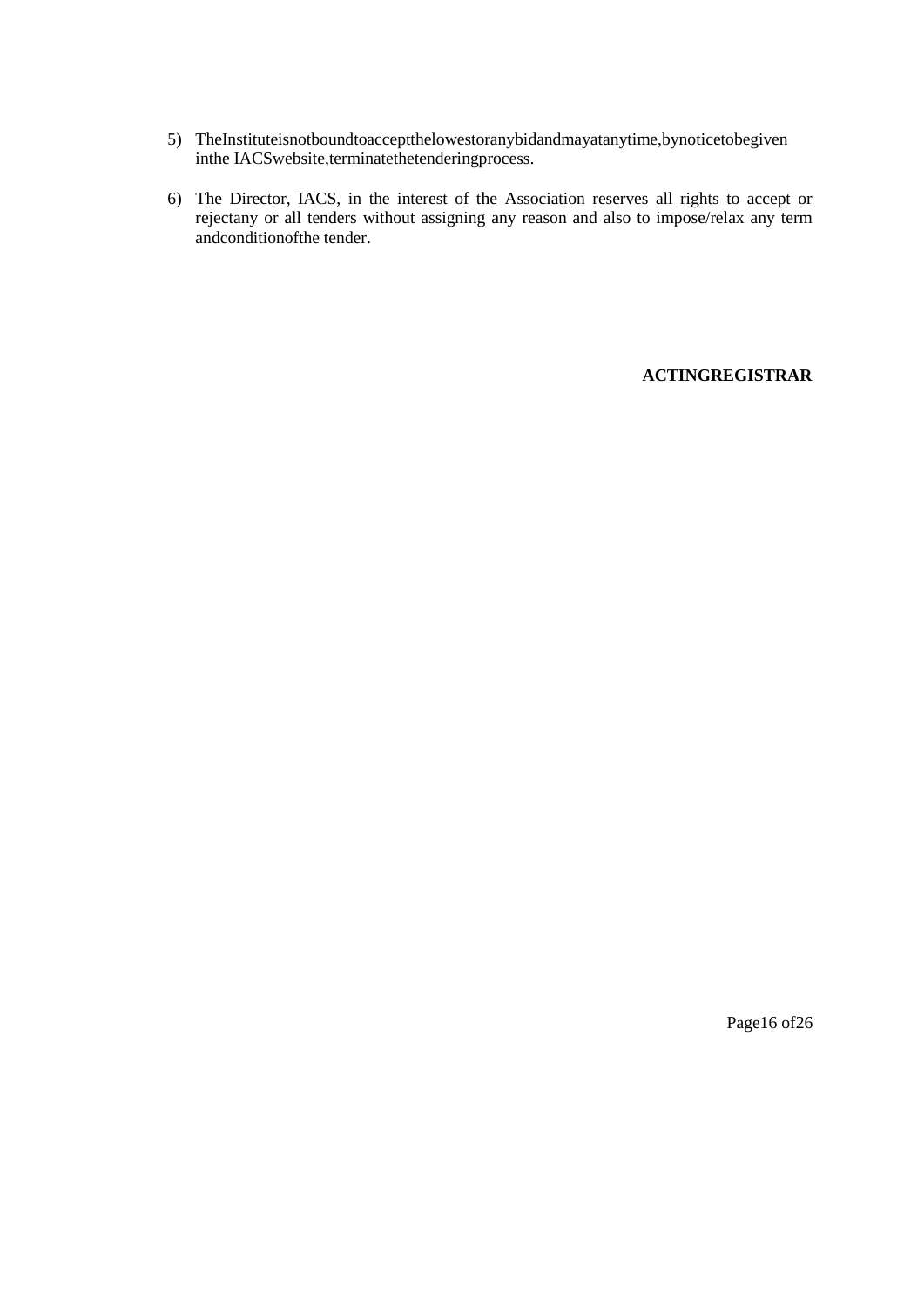5) TheInstituteisnotboundtoacceptthelowestoranybidandmayatanytime,bynoticetobegiven inthe IACSwebsite,terminatethetenderingprocess.

6) The Director, IACS, in the interest of the Association reserves all rights to accept or rejectany or all tenders without assigning any reason and also to impose/relax any term andconditionofthe tender.

**ACTINGREGISTRAR**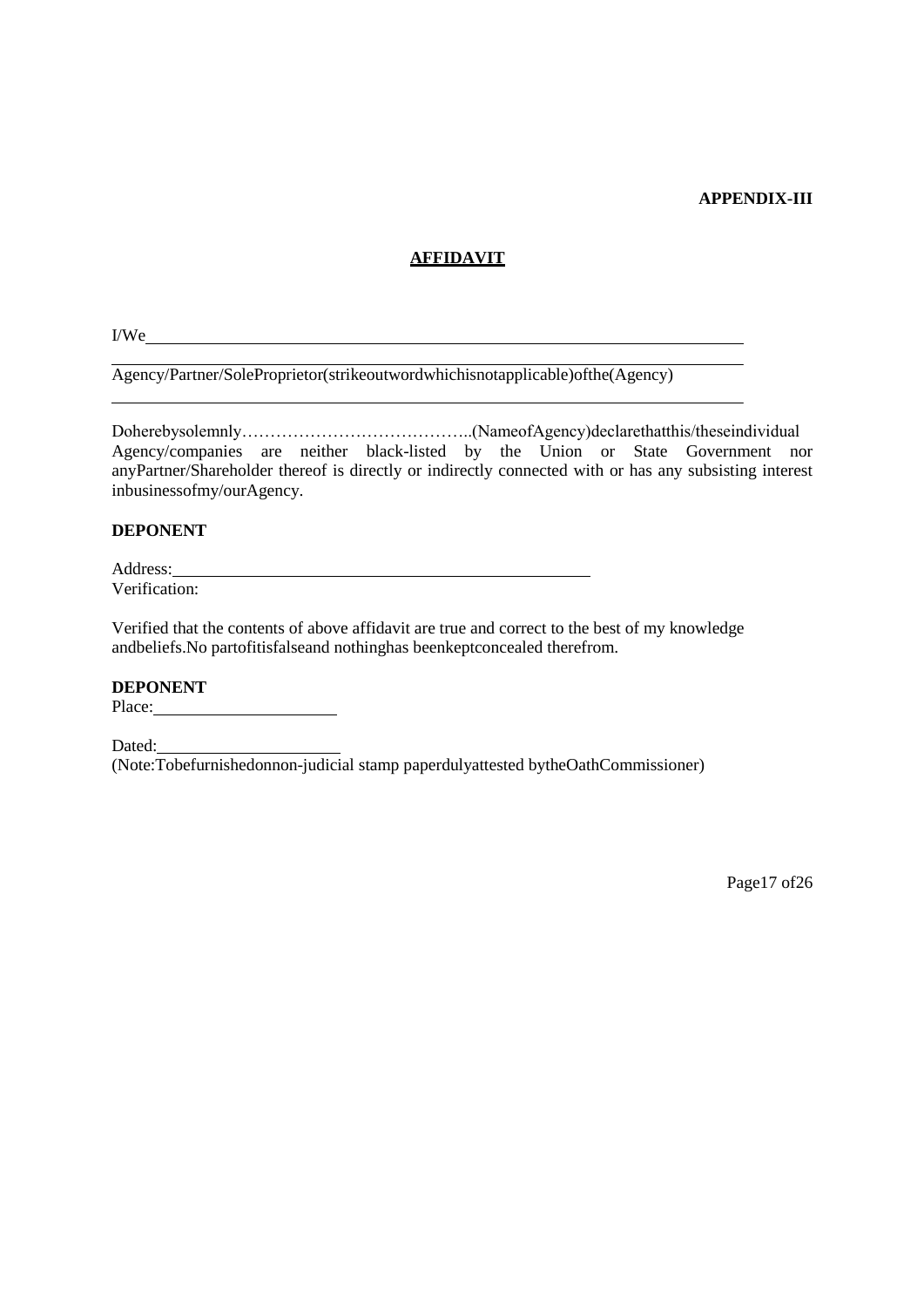**APPENDIX-III**

## AFFIDAVIT

I/We ______________________________________________________________

______________________________________________________________

Agency/Partner/SoleProprietor(strikeoutwordwhichisnotapplicable)ofthe(Agency)

______________________________________________________________

Doherebysolemnly…………………………………..(NameofAgency)declarethatthis/theseindividual Agency/companies are neither black-listed by the Union or State Government nor anyPartner/Shareholder thereof is directly or indirectly connected with or has any subsisting interest inbusinessofmy/ourAgency.

**DEPONENT**

Address: ____________________________________________

Verification:

Verified that the contents of above affidavit are true and correct to the best of my knowledge andbeliefs.No partofitisfalseand nothinghas beenkeptconcealed therefrom.

**DEPONENT**

Place: ____________________

Dated: ____________________

(Note:Tobefurnishedonnon-judicial stamp paperdulyattested bytheOathCommissioner)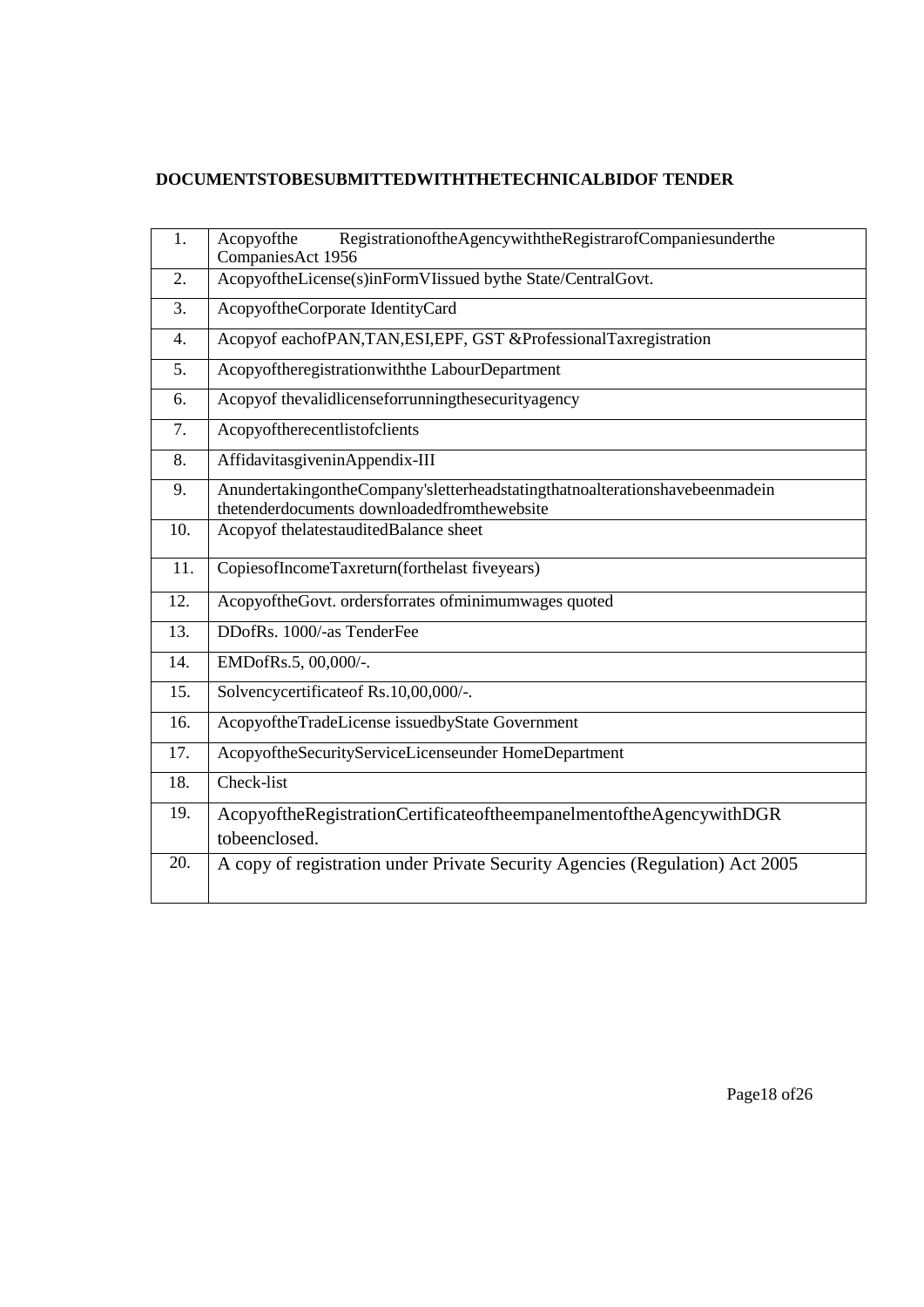**DOCUMENTSTOBESUBMITTEDWITHTHETECHNICALBIDOF TENDER**

| | |
|---|---|
| 1. | Acopyofthe RegistrationoftheAgencywiththeRegistrarofCompaniesunderthe CompaniesAct 1956 |
| 2. | AcopyoftheLicense(s)inFormVIissued bythe State/CentralGovt. |
| 3. | AcopyoftheCorporate IdentityCard |
| 4. | Acopyof eachofPAN,TAN,ESI,EPF, GST &ProfessionalTaxregistration |
| 5. | Acopyoftheregistrationwiththe LabourDepartment |
| 6. | Acopyof thevalidlicenseforrunningthesecurityagency |
| 7. | Acopyoftherecentlistofclients |
| 8. | AffidavitasgiveninAppendix-III |
| 9. | AnundertakingontheCompany'sletterheadstatingthatnoalterationshavebeenmadein thetenderdocuments downloadedfromthewebsite |
| 10. | Acopyof thelatestauditedBalance sheet |
| 11. | CopiesofIncomeTaxreturn(forthelast fiveyears) |
| 12. | AcopyoftheGovt. ordersforrates ofminimumwages quoted |
| 13. | DDofRs. 1000/-as TenderFee |
| 14. | EMDofRs.5, 00,000/-. |
| 15. | Solvencycertificateof Rs.10,00,000/-. |
| 16. | AcopyoftheTradeLicense issuedbyState Government |
| 17. | AcopyoftheSecurityServiceLicenseunder HomeDepartment |
| 18. | Check-list |
| 19. | AcopyoftheRegistrationCertificateoftheempanelmentoftheAgencywithDGR tobeenclosed. |
| 20. | A copy of registration under Private Security Agencies (Regulation) Act 2005 |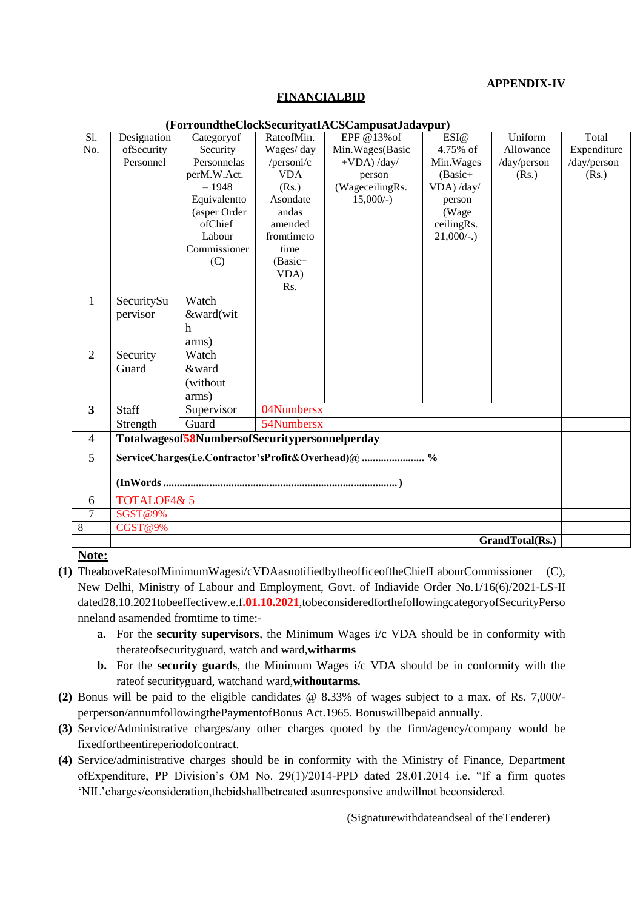**APPENDIX-IV**

## FINANCIALBID

**(ForroundtheClockSecurityatIACSCampusatJadavpur)**

| Sl. No. | Designation ofSecurity Personnel | Categoryof Security Personnelas perM.W.Act. – 1948 Equivalentto (asper Order ofChief Labour Commissioner (C) | RateofMin. Wages/ day /personi/c VDA (Rs.) Asondate andas amended fromtimeto time (Basic+ VDA) Rs. | EPF @13%of Min.Wages(Basic +VDA) /day/ person (WageceilingRs. 15,000/-) | ESI@ 4.75% of Min.Wages (Basic+ VDA) /day/ person (Wage ceilingRs. 21,000/-.) | Uniform Allowance /day/person (Rs.) | Total Expenditure /day/person (Rs.) |
|---|---|---|---|---|---|---|---|
| 1 | SecuritySupervisor | Watch &ward(with arms) | | | | | |
| 2 | Security Guard | Watch &ward (without arms) | | | | | |
| **3** | Staff Strength | Supervisor | 04Numbersx | | | | |
| | | Guard | 54Numbersx | | | | |
| 4 | **Totalwagesof58NumbersofSecuritypersonnelperday** | | | | | | |
| 5 | **ServiceCharges(i.e.Contractor'sProfit&Overhead)@ ...................... %** **(InWords ..................................................................................... )** | | | | | | |
| 6 | TOTALOF4& 5 | | | | | | |
| 7 | SGST@9% | | | | | | |
| 8 | CGST@9% | | | | | | |
| | | | | | | **GrandTotal(Rs.)** | |

**Note:**

**(1)** TheaboveRatesofMinimumWagesi/cVDAasnotifiedbytheofficeoftheChiefLabourCommissioner (C), New Delhi, Ministry of Labour and Employment, Govt. of Indiavide Order No.1/16(6)/2021-LS-II dated28.10.2021tobeeffectivew.e.f.**01.10.2021**,tobeconsideredforthefollowingcategoryofSecurityPersonneland asamended fromtime to time:-

- **a.** For the **security supervisors**, the Minimum Wages i/c VDA should be in conformity with therateofsecurityguard, watch and ward,**witharms**
- **b.** For the **security guards**, the Minimum Wages i/c VDA should be in conformity with the rateof securityguard, watchand ward,**withoutarms.**

**(2)** Bonus will be paid to the eligible candidates @ 8.33% of wages subject to a max. of Rs. 7,000/- perperson/annumfollowingthePaymentofBonus Act.1965. Bonuswillbepaid annually.

**(3)** Service/Administrative charges/any other charges quoted by the firm/agency/company would be fixedfortheentireperiodofcontract.

**(4)** Service/administrative charges should be in conformity with the Ministry of Finance, Department ofExpenditure, PP Division's OM No. 29(1)/2014-PPD dated 28.01.2014 i.e. "If a firm quotes 'NIL'charges/consideration,thebidshallbetreated asunresponsive andwillnot beconsidered.

(Signaturewithdateandseal of theTenderer)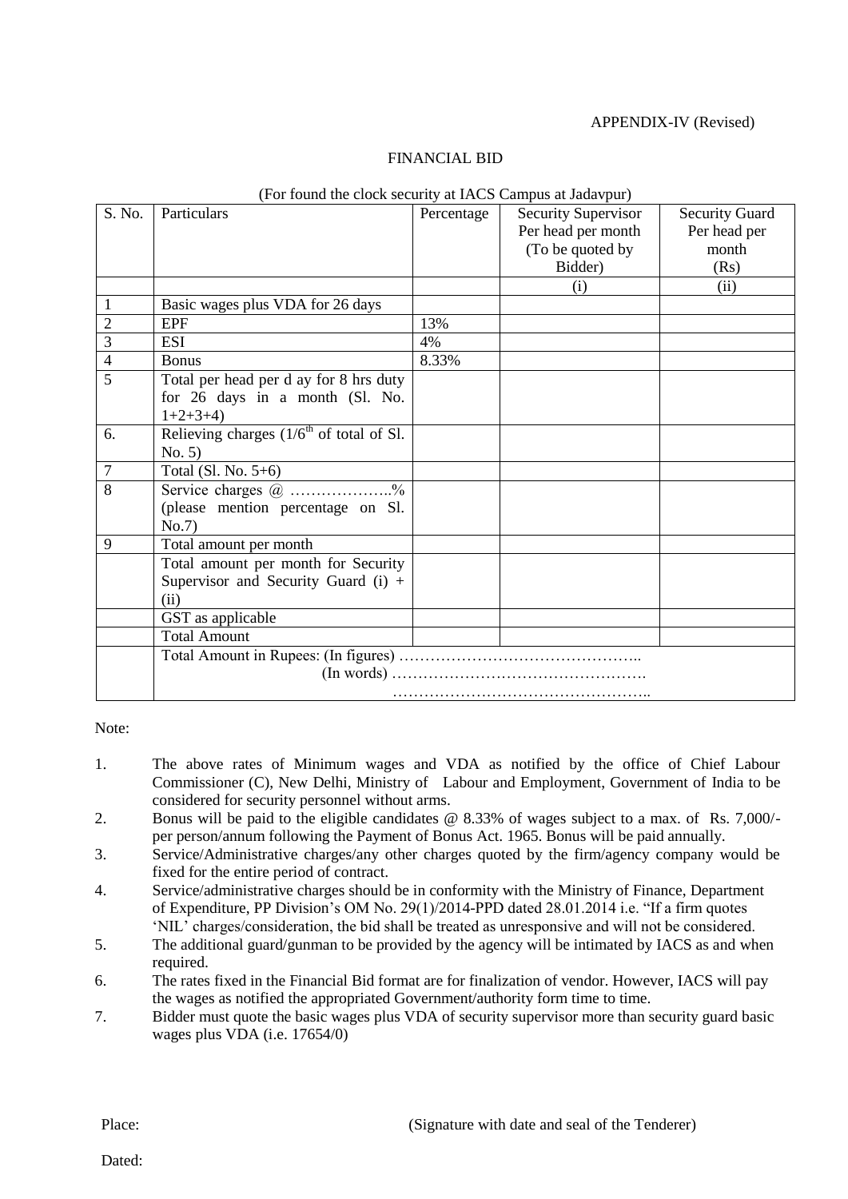APPENDIX-IV (Revised)

FINANCIAL BID

(For found the clock security at IACS Campus at Jadavpur)

| S. No. | Particulars | Percentage | Security Supervisor Per head per month (To be quoted by Bidder) | Security Guard Per head per month (Rs) |
|---|---|---|---|---|
| | | | (i) | (ii) |
| 1 | Basic wages plus VDA for 26 days | | | |
| 2 | EPF | 13% | | |
| 3 | ESI | 4% | | |
| 4 | Bonus | 8.33% | | |
| 5 | Total per head per d ay for 8 hrs duty for 26 days in a month (Sl. No. 1+2+3+4) | | | |
| 6. | Relieving charges (1/6th of total of Sl. No. 5) | | | |
| 7 | Total (Sl. No. 5+6) | | | |
| 8 | Service charges @ ………………..% (please mention percentage on Sl. No.7) | | | |
| 9 | Total amount per month | | | |
| | Total amount per month for Security Supervisor and Security Guard (i) + (ii) | | | |
| | GST as applicable | | | |
| | Total Amount | | | |
| | Total Amount in Rupees: (In figures) ……………………………………….. (In words) …………………………………………. ………………………………………….. | | | |

Note:

1. The above rates of Minimum wages and VDA as notified by the office of Chief Labour Commissioner (C), New Delhi, Ministry of Labour and Employment, Government of India to be considered for security personnel without arms.
2. Bonus will be paid to the eligible candidates @ 8.33% of wages subject to a max. of Rs. 7,000/- per person/annum following the Payment of Bonus Act. 1965. Bonus will be paid annually.
3. Service/Administrative charges/any other charges quoted by the firm/agency company would be fixed for the entire period of contract.
4. Service/administrative charges should be in conformity with the Ministry of Finance, Department of Expenditure, PP Division's OM No. 29(1)/2014-PPD dated 28.01.2014 i.e. "If a firm quotes 'NIL' charges/consideration, the bid shall be treated as unresponsive and will not be considered.
5. The additional guard/gunman to be provided by the agency will be intimated by IACS as and when required.
6. The rates fixed in the Financial Bid format are for finalization of vendor. However, IACS will pay the wages as notified the appropriated Government/authority form time to time.
7. Bidder must quote the basic wages plus VDA of security supervisor more than security guard basic wages plus VDA (i.e. 17654/0)

Place: (Signature with date and seal of the Tenderer)

Dated: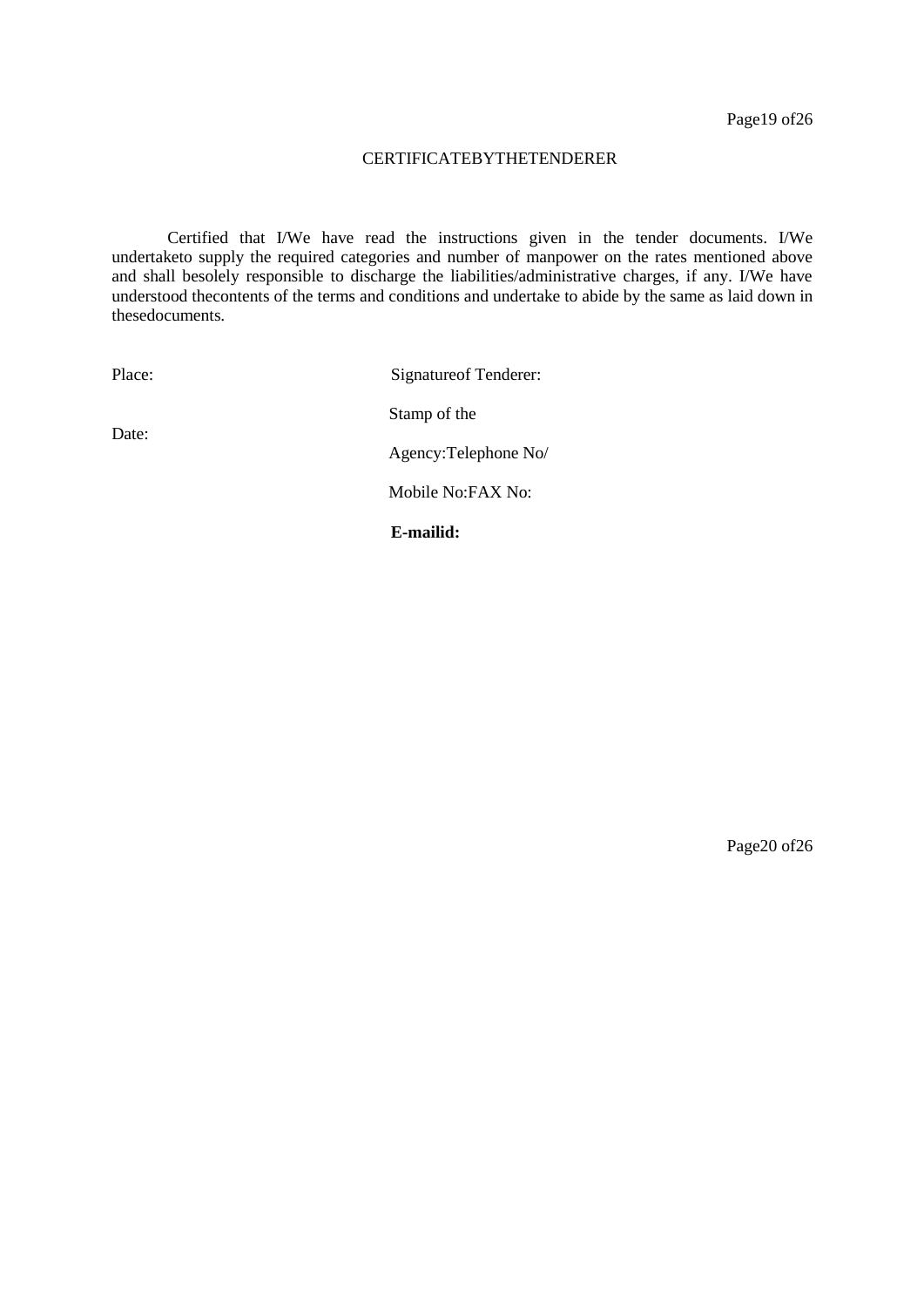## CERTIFICATEBYTHETENDERER

Certified that I/We have read the instructions given in the tender documents. I/We undertaketo supply the required categories and number of manpower on the rates mentioned above and shall besolely responsible to discharge the liabilities/administrative charges, if any. I/We have understood thecontents of the terms and conditions and undertake to abide by the same as laid down in thesedocuments.

Place:

Date:

Signatureof Tenderer:

Stamp of the

Agency:Telephone No/

Mobile No:FAX No:

**E-mailid:**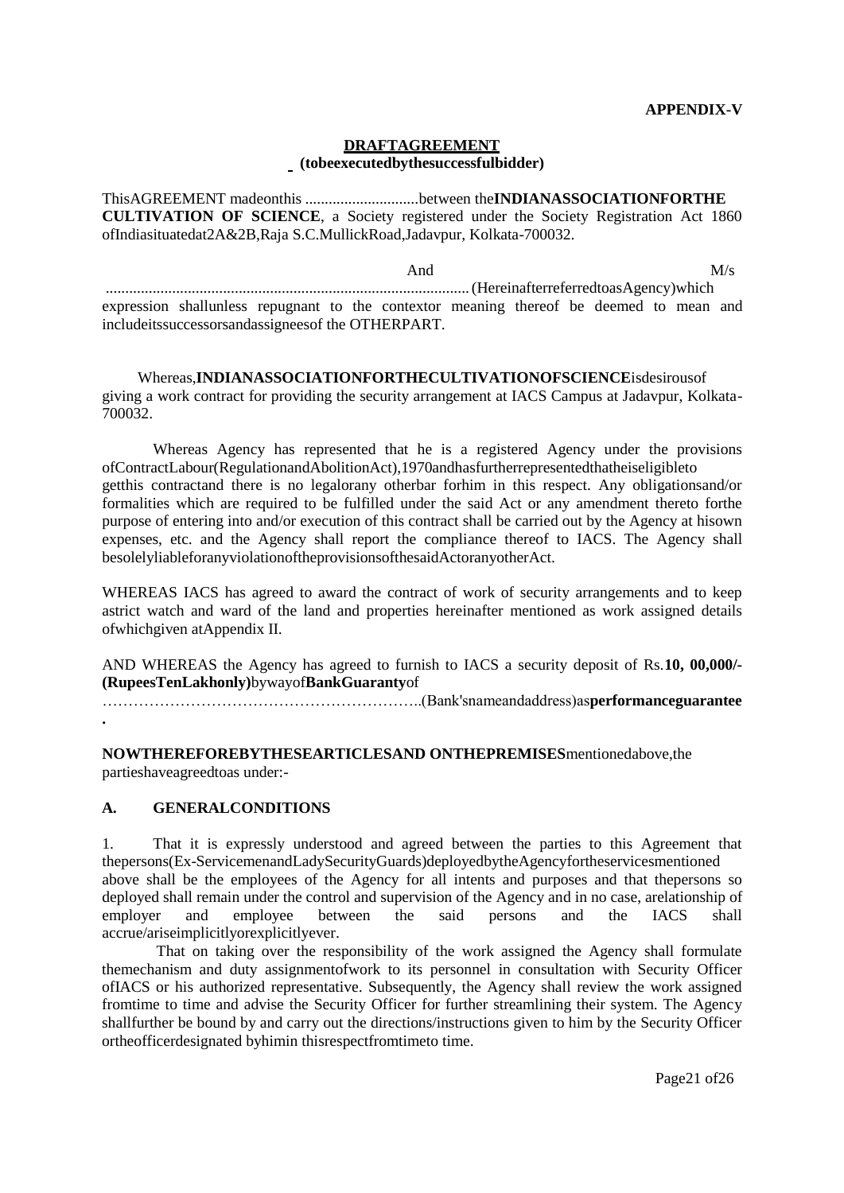**APPENDIX-V**

**DRAFT AGREEMENT**
**(to be executed by the successful bidder)**

This AGREEMENT made on this .............................between the **INDIAN ASSOCIATION FOR THE CULTIVATION OF SCIENCE**, a Society registered under the Society Registration Act 1860 of India situated at 2A&2B, Raja S.C.Mullick Road, Jadavpur, Kolkata-700032.

And M/s ............................................................................................(Hereinafter referred to as Agency) which expression shall unless repugnant to the context or meaning thereof be deemed to mean and include its successors and assignees of the OTHER PART.

Whereas, **INDIAN ASSOCIATION FOR THE CULTIVATION OF SCIENCE** is desirous of giving a work contract for providing the security arrangement at IACS Campus at Jadavpur, Kolkata-700032.

Whereas Agency has represented that he is a registered Agency under the provisions of Contract Labour (Regulation and Abolition Act), 1970 and has further represented that he is eligible to get this contract and there is no legal or any other bar for him in this respect. Any obligations and/or formalities which are required to be fulfilled under the said Act or any amendment thereto for the purpose of entering into and/or execution of this contract shall be carried out by the Agency at his own expenses, etc. and the Agency shall report the compliance thereof to IACS. The Agency shall be solely liable for any violation of the provisions of the said Act or any other Act.

WHEREAS IACS has agreed to award the contract of work of security arrangements and to keep a strict watch and ward of the land and properties hereinafter mentioned as work assigned details of which given at Appendix II.

AND WHEREAS the Agency has agreed to furnish to IACS a security deposit of Rs. **10, 00,000/- (Rupees Ten Lakh only)** by way of **Bank Guaranty** of ……………………………………………………..(Bank's name and address) as **performance guarantee.**

**NOW THEREFORE BY THESE ARTICLES AND ON THE PREMISES** mentioned above, the parties have agreed to as under:-

## A. GENERAL CONDITIONS

1. That it is expressly understood and agreed between the parties to this Agreement that the persons (Ex-Servicemen and Lady Security Guards) deployed by the Agency for the services mentioned above shall be the employees of the Agency for all intents and purposes and that the persons so deployed shall remain under the control and supervision of the Agency and in no case, a relationship of employer and employee between the said persons and the IACS shall accrue/arise implicitly or explicitly ever.

That on taking over the responsibility of the work assigned the Agency shall formulate the mechanism and duty assignment of work to its personnel in consultation with Security Officer of IACS or his authorized representative. Subsequently, the Agency shall review the work assigned from time to time and advise the Security Officer for further streamlining their system. The Agency shall further be bound by and carry out the directions/instructions given to him by the Security Officer or the officer designated by him in this respect from time to time.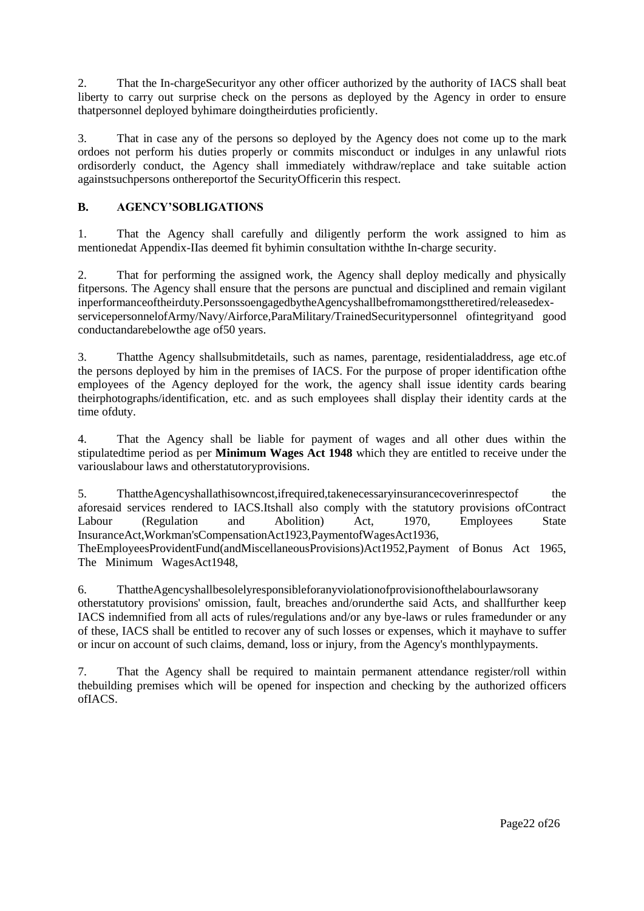2. That the In-chargeSecurityor any other officer authorized by the authority of IACS shall beat liberty to carry out surprise check on the persons as deployed by the Agency in order to ensure thatpersonnel deployed byhimare doingtheirduties proficiently.

3. That in case any of the persons so deployed by the Agency does not come up to the mark ordoes not perform his duties properly or commits misconduct or indulges in any unlawful riots ordisorderly conduct, the Agency shall immediately withdraw/replace and take suitable action againstsuchpersons onthereportof the SecurityOfficerin this respect.

**B. AGENCY'SOBLIGATIONS**

1. That the Agency shall carefully and diligently perform the work assigned to him as mentionedat Appendix-IIas deemed fit byhimin consultation withthe In-charge security.

2. That for performing the assigned work, the Agency shall deploy medically and physically fitpersons. The Agency shall ensure that the persons are punctual and disciplined and remain vigilant inperformanceoftheirduty.PersonssoengagedbytheAgencyshallbefromamongsttheretired/releasedex-servicepersonnelofArmy/Navy/Airforce,ParaMilitary/TrainedSecuritypersonnel ofintegrityand good conductandarebelowthe age of50 years.

3. Thatthe Agency shallsubmitdetails, such as names, parentage, residentialaddress, age etc.of the persons deployed by him in the premises of IACS. For the purpose of proper identification ofthe employees of the Agency deployed for the work, the agency shall issue identity cards bearing theirphotographs/identification, etc. and as such employees shall display their identity cards at the time ofduty.

4. That the Agency shall be liable for payment of wages and all other dues within the stipulatedtime period as per **Minimum Wages Act 1948** which they are entitled to receive under the variouslabour laws and otherstatutoryprovisions.

5. ThattheAgencyshallathisowncost,ifrequired,takenecessaryinsurancecoverinrespectof the aforesaid services rendered to IACS.Itshall also comply with the statutory provisions ofContract Labour (Regulation and Abolition) Act, 1970, Employees State InsuranceAct,Workman'sCompensationAct1923,PaymentofWagesAct1936, TheEmployeesProvidentFund(andMiscellaneousProvisions)Act1952,Payment of Bonus Act 1965, The Minimum WagesAct1948,

6. ThattheAgencyshallbesolelyresponsibleforanyviolationofprovisionofthelabourlawsorany otherstatutory provisions' omission, fault, breaches and/orunderthe said Acts, and shallfurther keep IACS indemnified from all acts of rules/regulations and/or any bye-laws or rules framedunder or any of these, IACS shall be entitled to recover any of such losses or expenses, which it mayhave to suffer or incur on account of such claims, demand, loss or injury, from the Agency's monthlypayments.

7. That the Agency shall be required to maintain permanent attendance register/roll within thebuilding premises which will be opened for inspection and checking by the authorized officers ofIACS.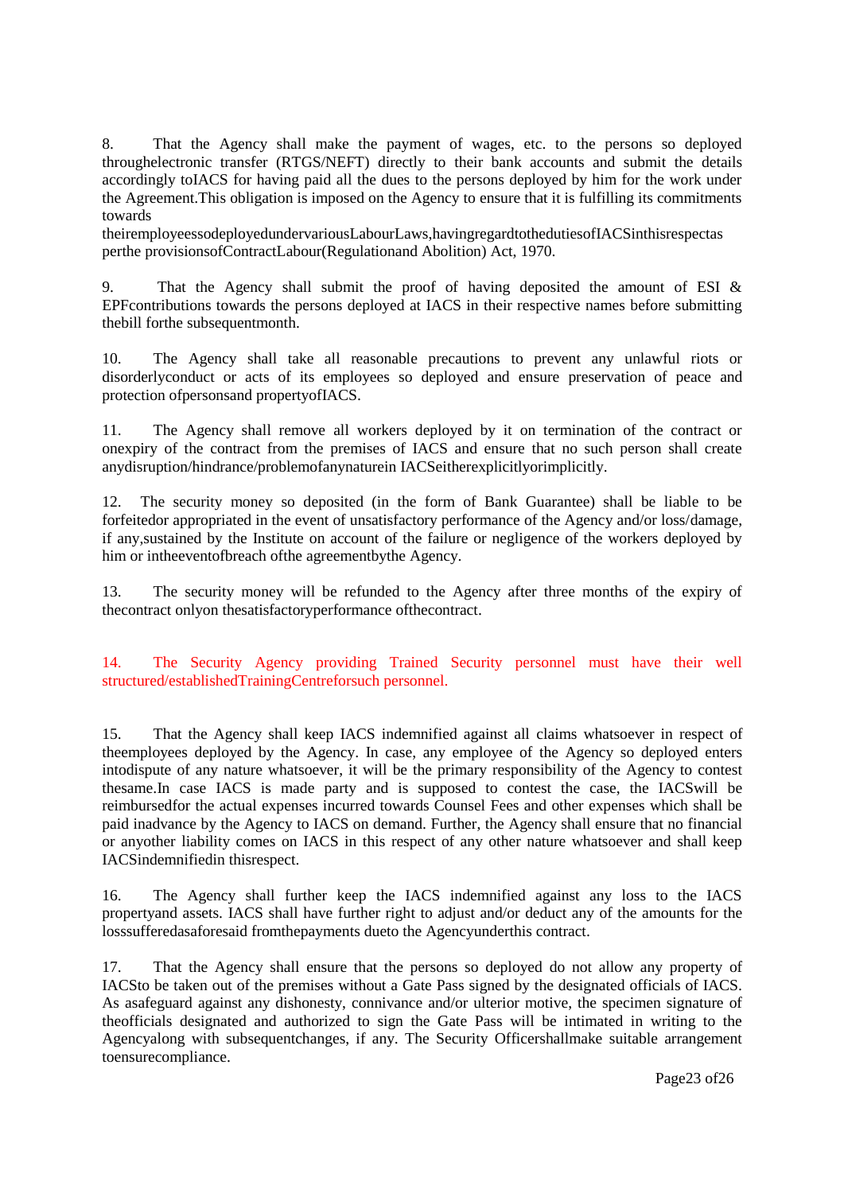8. That the Agency shall make the payment of wages, etc. to the persons so deployed through electronic transfer (RTGS/NEFT) directly to their bank accounts and submit the details accordingly to IACS for having paid all the dues to the persons deployed by him for the work under the Agreement. This obligation is imposed on the Agency to ensure that it is fulfilling its commitments towards their employees so deployed under various Labour Laws, having regard to the duties of IACS in this respect as per the provisions of Contract Labour (Regulation and Abolition) Act, 1970.

9. That the Agency shall submit the proof of having deposited the amount of ESI & EPF contributions towards the persons deployed at IACS in their respective names before submitting the bill for the subsequent month.

10. The Agency shall take all reasonable precautions to prevent any unlawful riots or disorderly conduct or acts of its employees so deployed and ensure preservation of peace and protection of persons and property of IACS.

11. The Agency shall remove all workers deployed by it on termination of the contract or on expiry of the contract from the premises of IACS and ensure that no such person shall create any disruption/hindrance/problem of any nature in IACS either explicitly or implicitly.

12. The security money so deposited (in the form of Bank Guarantee) shall be liable to be forfeited or appropriated in the event of unsatisfactory performance of the Agency and/or loss/damage, if any, sustained by the Institute on account of the failure or negligence of the workers deployed by him or in the event of breach of the agreement by the Agency.

13. The security money will be refunded to the Agency after three months of the expiry of the contract only on the satisfactory performance of the contract.

14. The Security Agency providing Trained Security personnel must have their well structured/established Training Centre for such personnel.

15. That the Agency shall keep IACS indemnified against all claims whatsoever in respect of the employees deployed by the Agency. In case, any employee of the Agency so deployed enters into dispute of any nature whatsoever, it will be the primary responsibility of the Agency to contest the same. In case IACS is made party and is supposed to contest the case, the IACS will be reimbursed for the actual expenses incurred towards Counsel Fees and other expenses which shall be paid in advance by the Agency to IACS on demand. Further, the Agency shall ensure that no financial or any other liability comes on IACS in this respect of any other nature whatsoever and shall keep IACS indemnified in this respect.

16. The Agency shall further keep the IACS indemnified against any loss to the IACS property and assets. IACS shall have further right to adjust and/or deduct any of the amounts for the loss suffered as aforesaid from the payments due to the Agency under this contract.

17. That the Agency shall ensure that the persons so deployed do not allow any property of IACS to be taken out of the premises without a Gate Pass signed by the designated officials of IACS. As a safeguard against any dishonesty, connivance and/or ulterior motive, the specimen signature of the officials designated and authorized to sign the Gate Pass will be intimated in writing to the Agency along with subsequent changes, if any. The Security Officer shall make suitable arrangement to ensure compliance.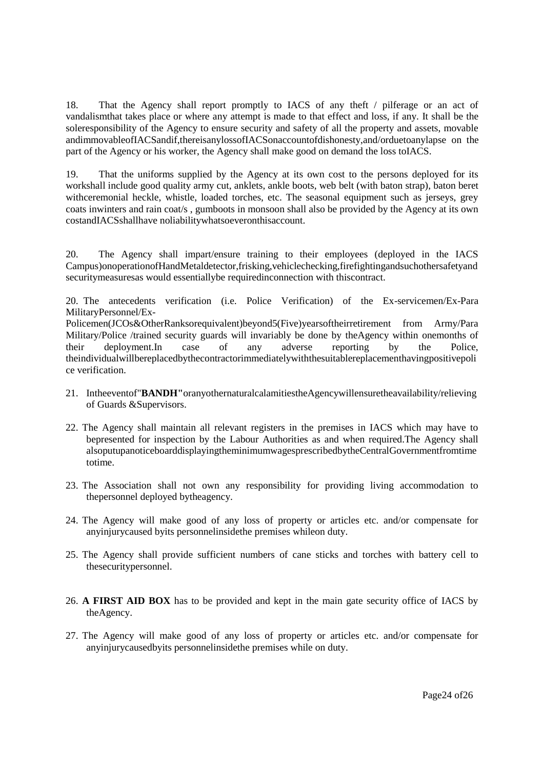18. That the Agency shall report promptly to IACS of any theft / pilferage or an act of vandalismthat takes place or where any attempt is made to that effect and loss, if any. It shall be the soleresponsibility of the Agency to ensure security and safety of all the property and assets, movable andimmovableofIACSandif,thereisanylossofIACSonaccountofdishonesty,and/orduetoanylapse on the part of the Agency or his worker, the Agency shall make good on demand the loss toIACS.

19. That the uniforms supplied by the Agency at its own cost to the persons deployed for its workshall include good quality army cut, anklets, ankle boots, web belt (with baton strap), baton beret withceremonial heckle, whistle, loaded torches, etc. The seasonal equipment such as jerseys, grey coats inwinters and rain coat/s , gumboots in monsoon shall also be provided by the Agency at its own costandIACSshallhave noliabilitywhatsoeveronthisaccount.

20. The Agency shall impart/ensure training to their employees (deployed in the IACS Campus)onoperationofHandMetaldetector,frisking,vehiclechecking,firefightingandsuchothersafetyand securitymeasuresas would essentiallybe requiredinconnection with thiscontract.

20. The antecedents verification (i.e. Police Verification) of the Ex-servicemen/Ex-Para MilitaryPersonnel/Ex-Policemen(JCOs&OtherRanksorequivalent)beyond5(Five)yearsoftheirretirement from Army/Para Military/Police /trained security guards will invariably be done by theAgency within onemonths of their deployment.In case of any adverse reporting by the Police, theindividualwillbereplacedbythecontractorimmediatelywiththesuitablereplacementhavingpositivepolice verification.

21. Intheeventof"**BANDH"**oranyothernaturalcalamitiestheAgencywillensuretheavailability/relieving of Guards &Supervisors.

22. The Agency shall maintain all relevant registers in the premises in IACS which may have to bepresented for inspection by the Labour Authorities as and when required.The Agency shall alsoputupanoticeboarddisplayingtheminimumwagesprescribedbytheCentralGovernmentfromtime totime.

23. The Association shall not own any responsibility for providing living accommodation to thepersonnel deployed bytheagency.

24. The Agency will make good of any loss of property or articles etc. and/or compensate for anyinjurycaused byits personnelinsidethe premises whileon duty.

25. The Agency shall provide sufficient numbers of cane sticks and torches with battery cell to thesecuritypersonnel.

26. **A FIRST AID BOX** has to be provided and kept in the main gate security office of IACS by theAgency.

27. The Agency will make good of any loss of property or articles etc. and/or compensate for anyinjurycausedbyits personnelinsidethe premises while on duty.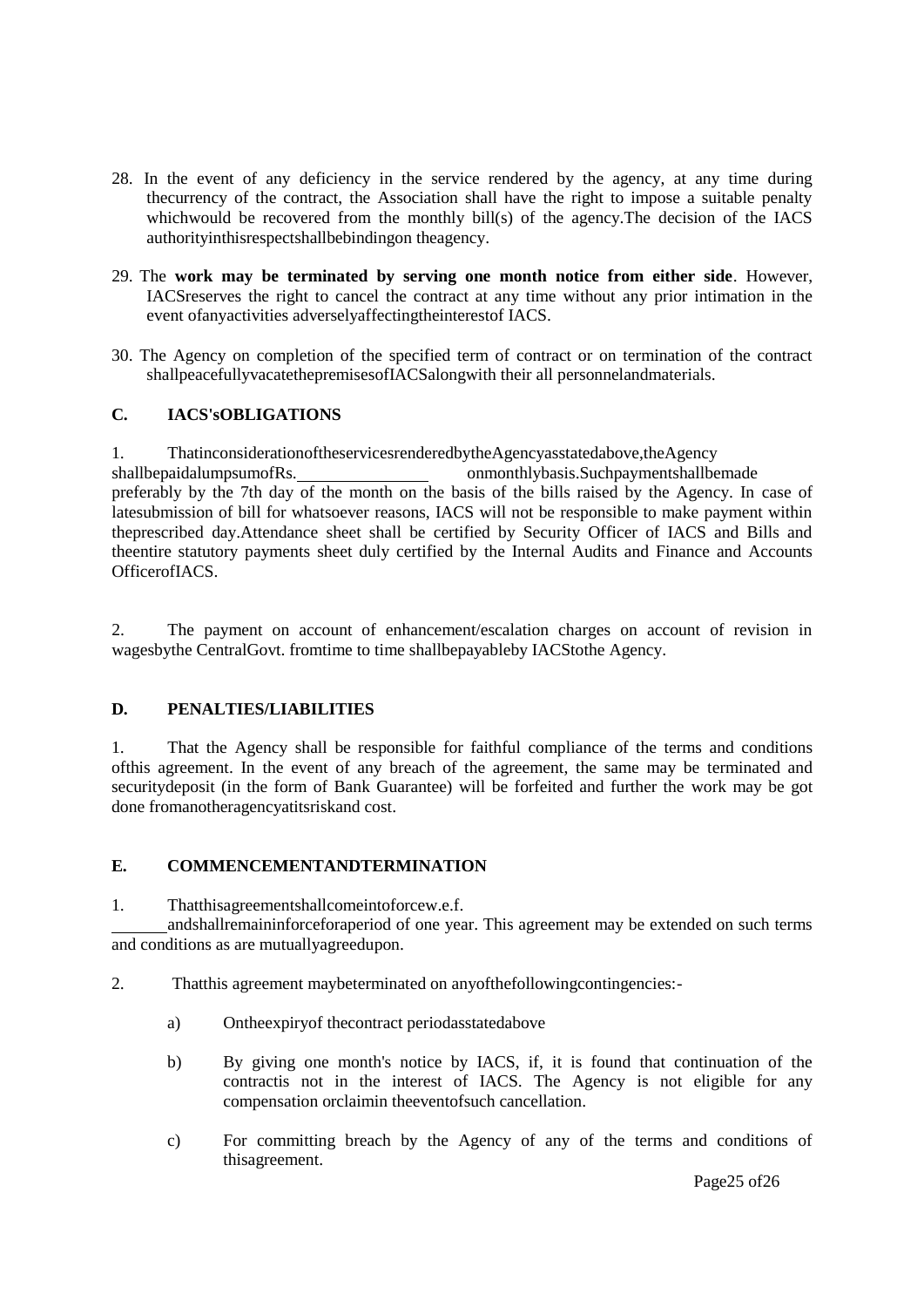28. In the event of any deficiency in the service rendered by the agency, at any time during thecurrency of the contract, the Association shall have the right to impose a suitable penalty whichwould be recovered from the monthly bill(s) of the agency.The decision of the IACS authorityinthisrespectshallbebindingon theagency.

29. The **work may be terminated by serving one month notice from either side**. However, IACSreserves the right to cancel the contract at any time without any prior intimation in the event ofanyactivities adverselyaffectingtheinterestof IACS.

30. The Agency on completion of the specified term of contract or on termination of the contract shallpeacefullyvacatethepremisesofIACSalongwith their all personnelandmaterials.

## C. IACS'sOBLIGATIONS

1. ThatinconsiderationoftheservicesrenderedbytheAgencyasstatedabove,theAgency shallbepaidalumpsumofRs.\_\_\_\_\_\_\_\_\_\_\_\_\_\_\_ onmonthlybasis.Suchpaymentshallbemade preferably by the 7th day of the month on the basis of the bills raised by the Agency. In case of latesubmission of bill for whatsoever reasons, IACS will not be responsible to make payment within theprescribed day.Attendance sheet shall be certified by Security Officer of IACS and Bills and theentire statutory payments sheet duly certified by the Internal Audits and Finance and Accounts OfficerofIACS.

2. The payment on account of enhancement/escalation charges on account of revision in wagesbythe CentralGovt. fromtime to time shallbepayableby IACStothe Agency.

## D. PENALTIES/LIABILITIES

1. That the Agency shall be responsible for faithful compliance of the terms and conditions ofthis agreement. In the event of any breach of the agreement, the same may be terminated and securitydeposit (in the form of Bank Guarantee) will be forfeited and further the work may be got done fromanotheragencyatitsriskand cost.

## E. COMMENCEMENTANDTERMINATION

1. Thatthisagreementshallcomeintoforcew.e.f. \_\_\_\_\_\_ andshallremaininforceforaperiod of one year. This agreement may be extended on such terms and conditions as are mutuallyagreedupon.

2. Thatthis agreement maybeterminated on anyofthefollowingcontingencies:-

   a) Ontheexpiryof thecontract periodasstatedabove

   b) By giving one month's notice by IACS, if, it is found that continuation of the contractis not in the interest of IACS. The Agency is not eligible for any compensation orclaimin theeventofsuch cancellation.

   c) For committing breach by the Agency of any of the terms and conditions of thisagreement.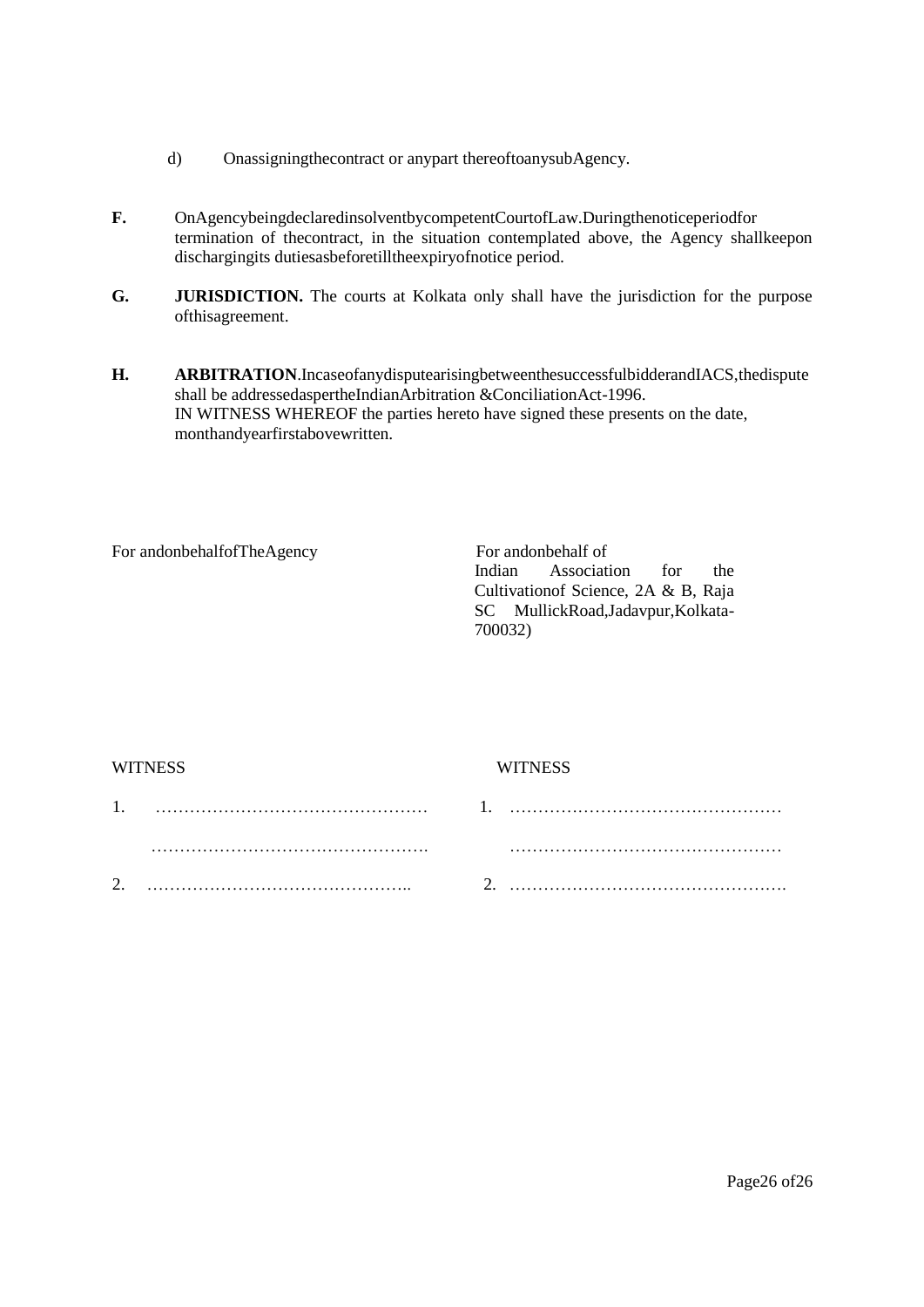d) On assigning the contract or any part thereof to any sub Agency.

**F.** On Agency being declared insolvent by competent Court of Law. During the notice period for termination of the contract, in the situation contemplated above, the Agency shall keep on discharging its duties as before till the expiry of notice period.

**G.** **JURISDICTION.** The courts at Kolkata only shall have the jurisdiction for the purpose of this agreement.

**H.** **ARBITRATION**. In case of any dispute arising between the successful bidder and IACS, the dispute shall be addressed as per the Indian Arbitration & Conciliation Act-1996.
IN WITNESS WHEREOF the parties hereto have signed these presents on the date, month and year first above written.

For and on behalf of The Agency

For and on behalf of
Indian Association for the Cultivation of Science, 2A & B, Raja SC Mullick Road, Jadavpur, Kolkata-700032)

WITNESS

1. …………………………………………
   …………………………………………
2. …………………………………………

WITNESS

1. …………………………………………
   …………………………………………
2. …………………………………………